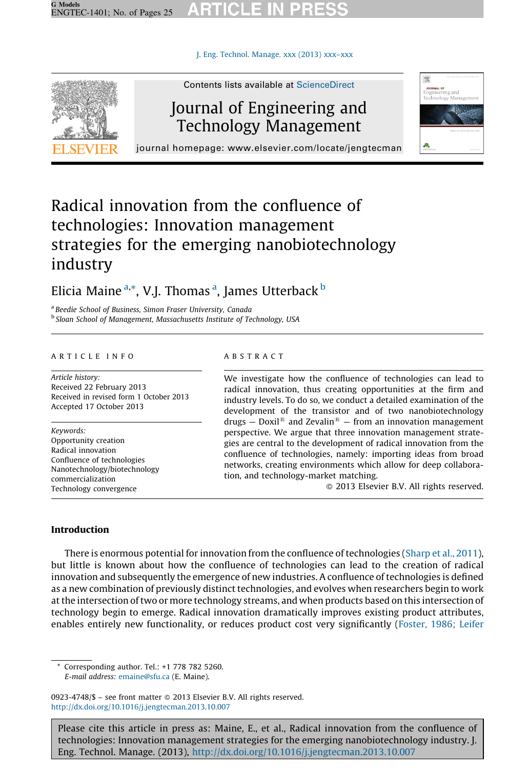# Radical innovation from the confluence of technologies: Innovation management strategies for the emerging nanobiotechnology industry

Elicia Maine [a,*], V.J. Thomas [a], James Utterback [b]

[a] *Beedie School of Business, Simon Fraser University, Canada*
[b] *Sloan School of Management, Massachusetts Institute of Technology, USA*

ARTICLE INFO

*Article history:*
Received 22 February 2013
Received in revised form 1 October 2013
Accepted 17 October 2013

*Keywords:*
Opportunity creation
Radical innovation
Confluence of technologies
Nanotechnology/biotechnology commercialization
Technology convergence

ABSTRACT

We investigate how the confluence of technologies can lead to radical innovation, thus creating opportunities at the firm and industry levels. To do so, we conduct a detailed examination of the development of the transistor and of two nanobiotechnology drugs — Doxil® and Zevalin® — from an innovation management perspective. We argue that three innovation management strategies are central to the development of radical innovation from the confluence of technologies, namely: importing ideas from broad networks, creating environments which allow for deep collaboration, and technology-market matching.

© 2013 Elsevier B.V. All rights reserved.

## Introduction

There is enormous potential for innovation from the confluence of technologies (Sharp et al., 2011), but little is known about how the confluence of technologies can lead to the creation of radical innovation and subsequently the emergence of new industries. A confluence of technologies is defined as a new combination of previously distinct technologies, and evolves when researchers begin to work at the intersection of two or more technology streams, and when products based on this intersection of technology begin to emerge. Radical innovation dramatically improves existing product attributes, enables entirely new functionality, or reduces product cost very significantly (Foster, 1986; Leifer

\* Corresponding author. Tel.: +1 778 782 5260.
*E-mail address:* emaine@sfu.ca (E. Maine).

0923-4748/$ – see front matter © 2013 Elsevier B.V. All rights reserved.
http://dx.doi.org/10.1016/j.jengtecman.2013.10.007

Please cite this article in press as: Maine, E., et al., Radical innovation from the confluence of technologies: Innovation management strategies for the emerging nanobiotechnology industry. J. Eng. Technol. Manage. (2013), http://dx.doi.org/10.1016/j.jengtecman.2013.10.007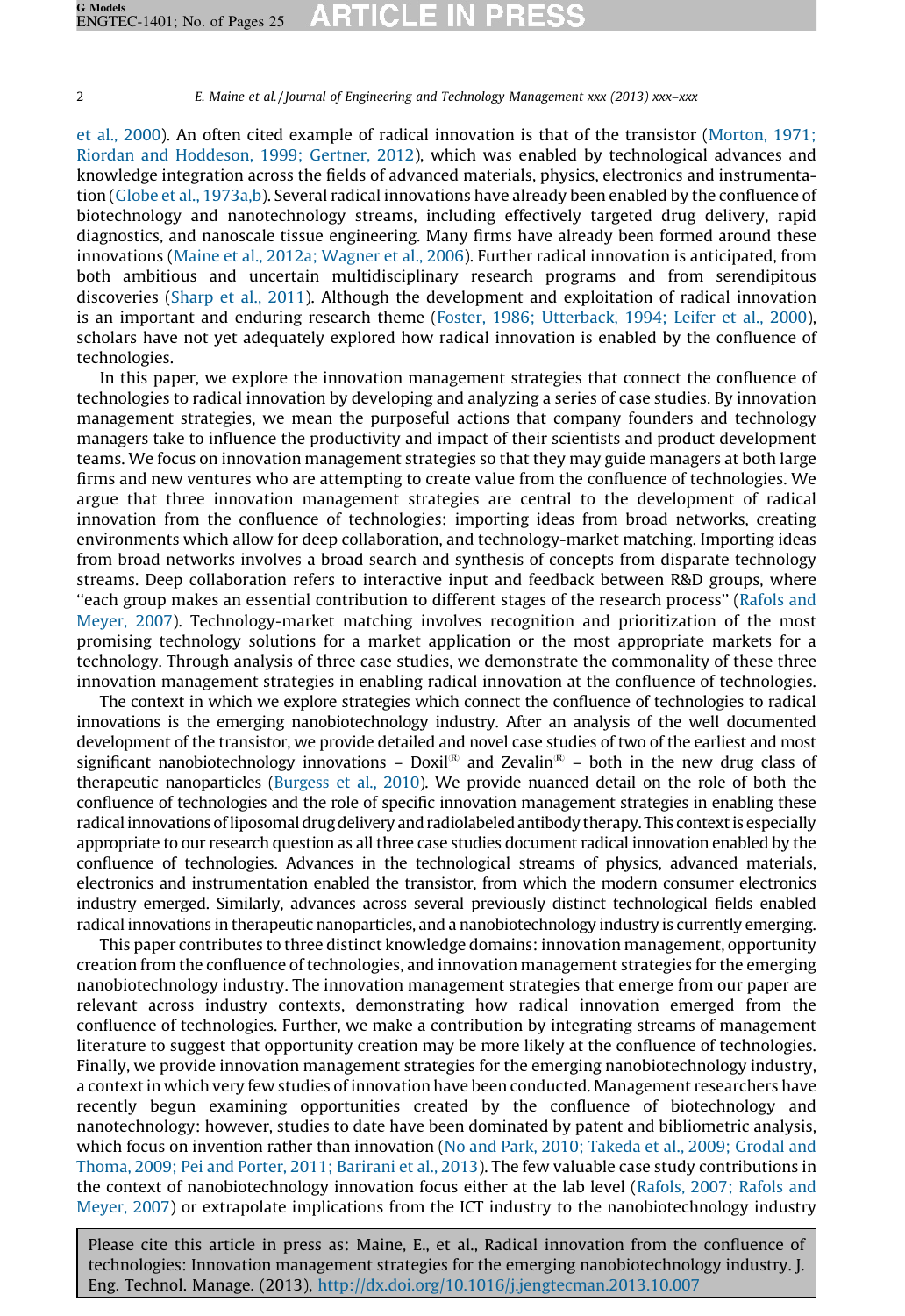et al., 2000). An often cited example of radical innovation is that of the transistor (Morton, 1971; Riordan and Hoddeson, 1999; Gertner, 2012), which was enabled by technological advances and knowledge integration across the fields of advanced materials, physics, electronics and instrumentation (Globe et al., 1973a,b). Several radical innovations have already been enabled by the confluence of biotechnology and nanotechnology streams, including effectively targeted drug delivery, rapid diagnostics, and nanoscale tissue engineering. Many firms have already been formed around these innovations (Maine et al., 2012a; Wagner et al., 2006). Further radical innovation is anticipated, from both ambitious and uncertain multidisciplinary research programs and from serendipitous discoveries (Sharp et al., 2011). Although the development and exploitation of radical innovation is an important and enduring research theme (Foster, 1986; Utterback, 1994; Leifer et al., 2000), scholars have not yet adequately explored how radical innovation is enabled by the confluence of technologies.

In this paper, we explore the innovation management strategies that connect the confluence of technologies to radical innovation by developing and analyzing a series of case studies. By innovation management strategies, we mean the purposeful actions that company founders and technology managers take to influence the productivity and impact of their scientists and product development teams. We focus on innovation management strategies so that they may guide managers at both large firms and new ventures who are attempting to create value from the confluence of technologies. We argue that three innovation management strategies are central to the development of radical innovation from the confluence of technologies: importing ideas from broad networks, creating environments which allow for deep collaboration, and technology-market matching. Importing ideas from broad networks involves a broad search and synthesis of concepts from disparate technology streams. Deep collaboration refers to interactive input and feedback between R&D groups, where "each group makes an essential contribution to different stages of the research process" (Rafols and Meyer, 2007). Technology-market matching involves recognition and prioritization of the most promising technology solutions for a market application or the most appropriate markets for a technology. Through analysis of three case studies, we demonstrate the commonality of these three innovation management strategies in enabling radical innovation at the confluence of technologies.

The context in which we explore strategies which connect the confluence of technologies to radical innovations is the emerging nanobiotechnology industry. After an analysis of the well documented development of the transistor, we provide detailed and novel case studies of two of the earliest and most significant nanobiotechnology innovations – Doxil® and Zevalin® – both in the new drug class of therapeutic nanoparticles (Burgess et al., 2010). We provide nuanced detail on the role of both the confluence of technologies and the role of specific innovation management strategies in enabling these radical innovations of liposomal drug delivery and radiolabeled antibody therapy. This context is especially appropriate to our research question as all three case studies document radical innovation enabled by the confluence of technologies. Advances in the technological streams of physics, advanced materials, electronics and instrumentation enabled the transistor, from which the modern consumer electronics industry emerged. Similarly, advances across several previously distinct technological fields enabled radical innovations in therapeutic nanoparticles, and a nanobiotechnology industry is currently emerging.

This paper contributes to three distinct knowledge domains: innovation management, opportunity creation from the confluence of technologies, and innovation management strategies for the emerging nanobiotechnology industry. The innovation management strategies that emerge from our paper are relevant across industry contexts, demonstrating how radical innovation emerged from the confluence of technologies. Further, we make a contribution by integrating streams of management literature to suggest that opportunity creation may be more likely at the confluence of technologies. Finally, we provide innovation management strategies for the emerging nanobiotechnology industry, a context in which very few studies of innovation have been conducted. Management researchers have recently begun examining opportunities created by the confluence of biotechnology and nanotechnology: however, studies to date have been dominated by patent and bibliometric analysis, which focus on invention rather than innovation (No and Park, 2010; Takeda et al., 2009; Grodal and Thoma, 2009; Pei and Porter, 2011; Barirani et al., 2013). The few valuable case study contributions in the context of nanobiotechnology innovation focus either at the lab level (Rafols, 2007; Rafols and Meyer, 2007) or extrapolate implications from the ICT industry to the nanobiotechnology industry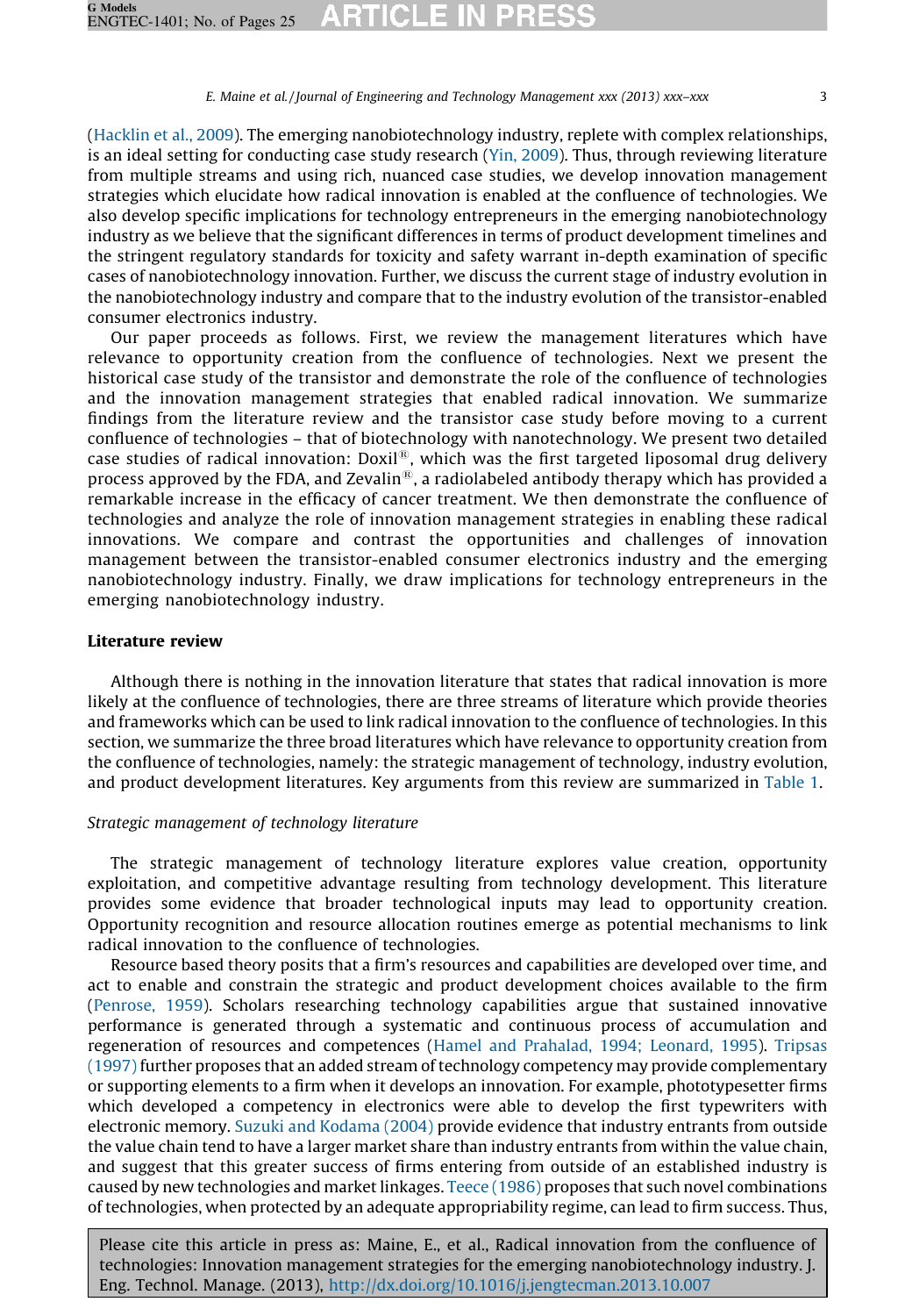(Hacklin et al., 2009). The emerging nanobiotechnology industry, replete with complex relationships, is an ideal setting for conducting case study research (Yin, 2009). Thus, through reviewing literature from multiple streams and using rich, nuanced case studies, we develop innovation management strategies which elucidate how radical innovation is enabled at the confluence of technologies. We also develop specific implications for technology entrepreneurs in the emerging nanobiotechnology industry as we believe that the significant differences in terms of product development timelines and the stringent regulatory standards for toxicity and safety warrant in-depth examination of specific cases of nanobiotechnology innovation. Further, we discuss the current stage of industry evolution in the nanobiotechnology industry and compare that to the industry evolution of the transistor-enabled consumer electronics industry.

Our paper proceeds as follows. First, we review the management literatures which have relevance to opportunity creation from the confluence of technologies. Next we present the historical case study of the transistor and demonstrate the role of the confluence of technologies and the innovation management strategies that enabled radical innovation. We summarize findings from the literature review and the transistor case study before moving to a current confluence of technologies – that of biotechnology with nanotechnology. We present two detailed case studies of radical innovation: Doxil®, which was the first targeted liposomal drug delivery process approved by the FDA, and Zevalin®, a radiolabeled antibody therapy which has provided a remarkable increase in the efficacy of cancer treatment. We then demonstrate the confluence of technologies and analyze the role of innovation management strategies in enabling these radical innovations. We compare and contrast the opportunities and challenges of innovation management between the transistor-enabled consumer electronics industry and the emerging nanobiotechnology industry. Finally, we draw implications for technology entrepreneurs in the emerging nanobiotechnology industry.

## Literature review

Although there is nothing in the innovation literature that states that radical innovation is more likely at the confluence of technologies, there are three streams of literature which provide theories and frameworks which can be used to link radical innovation to the confluence of technologies. In this section, we summarize the three broad literatures which have relevance to opportunity creation from the confluence of technologies, namely: the strategic management of technology, industry evolution, and product development literatures. Key arguments from this review are summarized in Table 1.

### *Strategic management of technology literature*

The strategic management of technology literature explores value creation, opportunity exploitation, and competitive advantage resulting from technology development. This literature provides some evidence that broader technological inputs may lead to opportunity creation. Opportunity recognition and resource allocation routines emerge as potential mechanisms to link radical innovation to the confluence of technologies.

Resource based theory posits that a firm's resources and capabilities are developed over time, and act to enable and constrain the strategic and product development choices available to the firm (Penrose, 1959). Scholars researching technology capabilities argue that sustained innovative performance is generated through a systematic and continuous process of accumulation and regeneration of resources and competences (Hamel and Prahalad, 1994; Leonard, 1995). Tripsas (1997) further proposes that an added stream of technology competency may provide complementary or supporting elements to a firm when it develops an innovation. For example, phototypesetter firms which developed a competency in electronics were able to develop the first typewriters with electronic memory. Suzuki and Kodama (2004) provide evidence that industry entrants from outside the value chain tend to have a larger market share than industry entrants from within the value chain, and suggest that this greater success of firms entering from outside of an established industry is caused by new technologies and market linkages. Teece (1986) proposes that such novel combinations of technologies, when protected by an adequate appropriability regime, can lead to firm success. Thus,

Please cite this article in press as: Maine, E., et al., Radical innovation from the confluence of technologies: Innovation management strategies for the emerging nanobiotechnology industry. J. Eng. Technol. Manage. (2013), http://dx.doi.org/10.1016/j.jengtecman.2013.10.007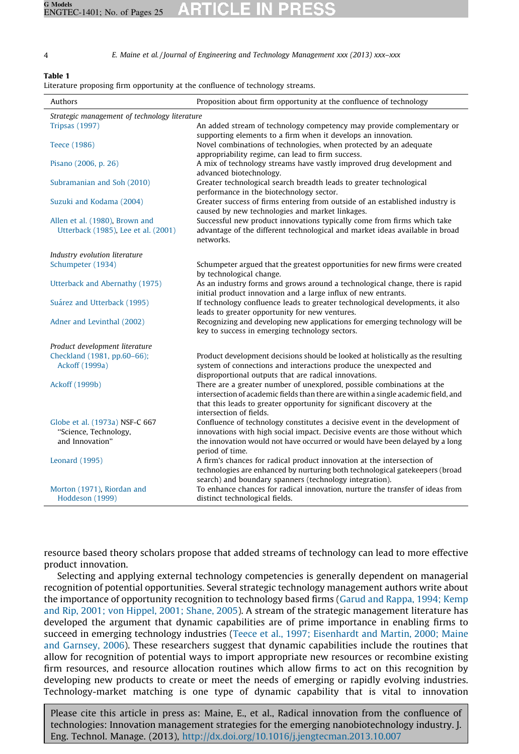**Table 1**
Literature proposing firm opportunity at the confluence of technology streams.

| Authors | Proposition about firm opportunity at the confluence of technology |
|---|---|
| *Strategic management of technology literature* | |
| Tripsas (1997) | An added stream of technology competency may provide complementary or supporting elements to a firm when it develops an innovation. |
| Teece (1986) | Novel combinations of technologies, when protected by an adequate appropriability regime, can lead to firm success. |
| Pisano (2006, p. 26) | A mix of technology streams have vastly improved drug development and advanced biotechnology. |
| Subramanian and Soh (2010) | Greater technological search breadth leads to greater technological performance in the biotechnology sector. |
| Suzuki and Kodama (2004) | Greater success of firms entering from outside of an established industry is caused by new technologies and market linkages. |
| Allen et al. (1980), Brown and Utterback (1985), Lee et al. (2001) | Successful new product innovations typically come from firms which take advantage of the different technological and market ideas available in broad networks. |
| *Industry evolution literature* | |
| Schumpeter (1934) | Schumpeter argued that the greatest opportunities for new firms were created by technological change. |
| Utterback and Abernathy (1975) | As an industry forms and grows around a technological change, there is rapid initial product innovation and a large influx of new entrants. |
| Suárez and Utterback (1995) | If technology confluence leads to greater technological developments, it also leads to greater opportunity for new ventures. |
| Adner and Levinthal (2002) | Recognizing and developing new applications for emerging technology will be key to success in emerging technology sectors. |
| *Product development literature* | |
| Checkland (1981, pp.60–66); Ackoff (1999a) | Product development decisions should be looked at holistically as the resulting system of connections and interactions produce the unexpected and disproportional outputs that are radical innovations. |
| Ackoff (1999b) | There are a greater number of unexplored, possible combinations at the intersection of academic fields than there are within a single academic field, and that this leads to greater opportunity for significant discovery at the intersection of fields. |
| Globe et al. (1973a) NSF-C 667 "Science, Technology, and Innovation" | Confluence of technology constitutes a decisive event in the development of innovations with high social impact. Decisive events are those without which the innovation would not have occurred or would have been delayed by a long period of time. |
| Leonard (1995) | A firm's chances for radical product innovation at the intersection of technologies are enhanced by nurturing both technological gatekeepers (broad search) and boundary spanners (technology integration). |
| Morton (1971), Riordan and Hoddeson (1999) | To enhance chances for radical innovation, nurture the transfer of ideas from distinct technological fields. |

resource based theory scholars propose that added streams of technology can lead to more effective product innovation.

Selecting and applying external technology competencies is generally dependent on managerial recognition of potential opportunities. Several strategic technology management authors write about the importance of opportunity recognition to technology based firms (Garud and Rappa, 1994; Kemp and Rip, 2001; von Hippel, 2001; Shane, 2005). A stream of the strategic management literature has developed the argument that dynamic capabilities are of prime importance in enabling firms to succeed in emerging technology industries (Teece et al., 1997; Eisenhardt and Martin, 2000; Maine and Garnsey, 2006). These researchers suggest that dynamic capabilities include the routines that allow for recognition of potential ways to import appropriate new resources or recombine existing firm resources, and resource allocation routines which allow firms to act on this recognition by developing new products to create or meet the needs of emerging or rapidly evolving industries. Technology-market matching is one type of dynamic capability that is vital to innovation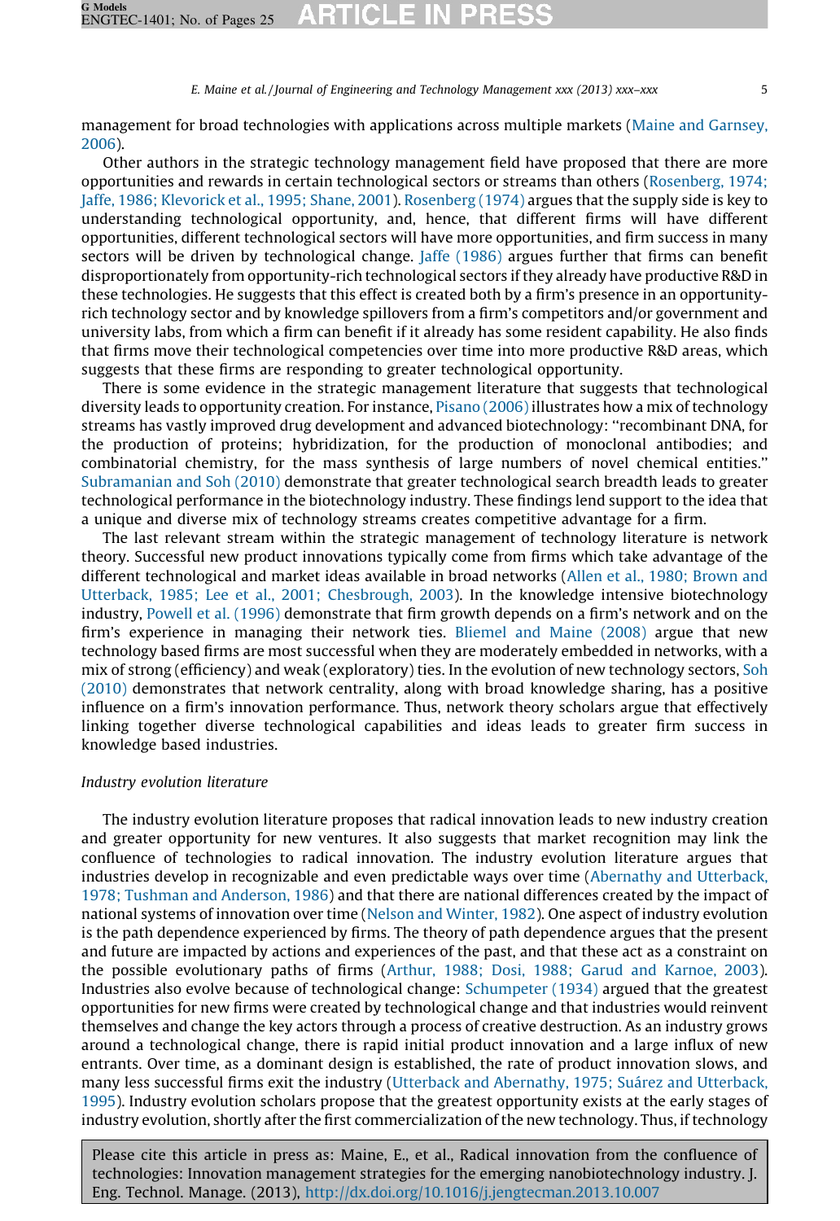management for broad technologies with applications across multiple markets (Maine and Garnsey, 2006).

Other authors in the strategic technology management field have proposed that there are more opportunities and rewards in certain technological sectors or streams than others (Rosenberg, 1974; Jaffe, 1986; Klevorick et al., 1995; Shane, 2001). Rosenberg (1974) argues that the supply side is key to understanding technological opportunity, and, hence, that different firms will have different opportunities, different technological sectors will have more opportunities, and firm success in many sectors will be driven by technological change. Jaffe (1986) argues further that firms can benefit disproportionately from opportunity-rich technological sectors if they already have productive R&D in these technologies. He suggests that this effect is created both by a firm's presence in an opportunity-rich technology sector and by knowledge spillovers from a firm's competitors and/or government and university labs, from which a firm can benefit if it already has some resident capability. He also finds that firms move their technological competencies over time into more productive R&D areas, which suggests that these firms are responding to greater technological opportunity.

There is some evidence in the strategic management literature that suggests that technological diversity leads to opportunity creation. For instance, Pisano (2006) illustrates how a mix of technology streams has vastly improved drug development and advanced biotechnology: "recombinant DNA, for the production of proteins; hybridization, for the production of monoclonal antibodies; and combinatorial chemistry, for the mass synthesis of large numbers of novel chemical entities." Subramanian and Soh (2010) demonstrate that greater technological search breadth leads to greater technological performance in the biotechnology industry. These findings lend support to the idea that a unique and diverse mix of technology streams creates competitive advantage for a firm.

The last relevant stream within the strategic management of technology literature is network theory. Successful new product innovations typically come from firms which take advantage of the different technological and market ideas available in broad networks (Allen et al., 1980; Brown and Utterback, 1985; Lee et al., 2001; Chesbrough, 2003). In the knowledge intensive biotechnology industry, Powell et al. (1996) demonstrate that firm growth depends on a firm's network and on the firm's experience in managing their network ties. Bliemel and Maine (2008) argue that new technology based firms are most successful when they are moderately embedded in networks, with a mix of strong (efficiency) and weak (exploratory) ties. In the evolution of new technology sectors, Soh (2010) demonstrates that network centrality, along with broad knowledge sharing, has a positive influence on a firm's innovation performance. Thus, network theory scholars argue that effectively linking together diverse technological capabilities and ideas leads to greater firm success in knowledge based industries.

*Industry evolution literature*

The industry evolution literature proposes that radical innovation leads to new industry creation and greater opportunity for new ventures. It also suggests that market recognition may link the confluence of technologies to radical innovation. The industry evolution literature argues that industries develop in recognizable and even predictable ways over time (Abernathy and Utterback, 1978; Tushman and Anderson, 1986) and that there are national differences created by the impact of national systems of innovation over time (Nelson and Winter, 1982). One aspect of industry evolution is the path dependence experienced by firms. The theory of path dependence argues that the present and future are impacted by actions and experiences of the past, and that these act as a constraint on the possible evolutionary paths of firms (Arthur, 1988; Dosi, 1988; Garud and Karnoe, 2003). Industries also evolve because of technological change: Schumpeter (1934) argued that the greatest opportunities for new firms were created by technological change and that industries would reinvent themselves and change the key actors through a process of creative destruction. As an industry grows around a technological change, there is rapid initial product innovation and a large influx of new entrants. Over time, as a dominant design is established, the rate of product innovation slows, and many less successful firms exit the industry (Utterback and Abernathy, 1975; Suárez and Utterback, 1995). Industry evolution scholars propose that the greatest opportunity exists at the early stages of industry evolution, shortly after the first commercialization of the new technology. Thus, if technology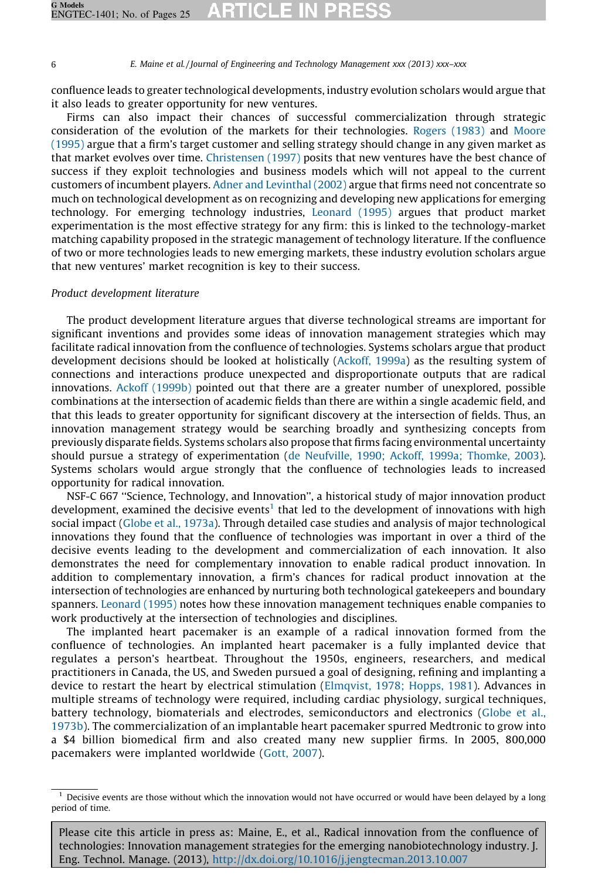confluence leads to greater technological developments, industry evolution scholars would argue that it also leads to greater opportunity for new ventures.

Firms can also impact their chances of successful commercialization through strategic consideration of the evolution of the markets for their technologies. Rogers (1983) and Moore (1995) argue that a firm's target customer and selling strategy should change in any given market as that market evolves over time. Christensen (1997) posits that new ventures have the best chance of success if they exploit technologies and business models which will not appeal to the current customers of incumbent players. Adner and Levinthal (2002) argue that firms need not concentrate so much on technological development as on recognizing and developing new applications for emerging technology. For emerging technology industries, Leonard (1995) argues that product market experimentation is the most effective strategy for any firm: this is linked to the technology-market matching capability proposed in the strategic management of technology literature. If the confluence of two or more technologies leads to new emerging markets, these industry evolution scholars argue that new ventures' market recognition is key to their success.

*Product development literature*

The product development literature argues that diverse technological streams are important for significant inventions and provides some ideas of innovation management strategies which may facilitate radical innovation from the confluence of technologies. Systems scholars argue that product development decisions should be looked at holistically (Ackoff, 1999a) as the resulting system of connections and interactions produce unexpected and disproportionate outputs that are radical innovations. Ackoff (1999b) pointed out that there are a greater number of unexplored, possible combinations at the intersection of academic fields than there are within a single academic field, and that this leads to greater opportunity for significant discovery at the intersection of fields. Thus, an innovation management strategy would be searching broadly and synthesizing concepts from previously disparate fields. Systems scholars also propose that firms facing environmental uncertainty should pursue a strategy of experimentation (de Neufville, 1990; Ackoff, 1999a; Thomke, 2003). Systems scholars would argue strongly that the confluence of technologies leads to increased opportunity for radical innovation.

NSF-C 667 ''Science, Technology, and Innovation'', a historical study of major innovation product development, examined the decisive events[1] that led to the development of innovations with high social impact (Globe et al., 1973a). Through detailed case studies and analysis of major technological innovations they found that the confluence of technologies was important in over a third of the decisive events leading to the development and commercialization of each innovation. It also demonstrates the need for complementary innovation to enable radical product innovation. In addition to complementary innovation, a firm's chances for radical product innovation at the intersection of technologies are enhanced by nurturing both technological gatekeepers and boundary spanners. Leonard (1995) notes how these innovation management techniques enable companies to work productively at the intersection of technologies and disciplines.

The implanted heart pacemaker is an example of a radical innovation formed from the confluence of technologies. An implanted heart pacemaker is a fully implanted device that regulates a person's heartbeat. Throughout the 1950s, engineers, researchers, and medical practitioners in Canada, the US, and Sweden pursued a goal of designing, refining and implanting a device to restart the heart by electrical stimulation (Elmqvist, 1978; Hopps, 1981). Advances in multiple streams of technology were required, including cardiac physiology, surgical techniques, battery technology, biomaterials and electrodes, semiconductors and electronics (Globe et al., 1973b). The commercialization of an implantable heart pacemaker spurred Medtronic to grow into a \$4 billion biomedical firm and also created many new supplier firms. In 2005, 800,000 pacemakers were implanted worldwide (Gott, 2007).

[1] Decisive events are those without which the innovation would not have occurred or would have been delayed by a long period of time.

Please cite this article in press as: Maine, E., et al., Radical innovation from the confluence of technologies: Innovation management strategies for the emerging nanobiotechnology industry. J. Eng. Technol. Manage. (2013), http://dx.doi.org/10.1016/j.jengtecman.2013.10.007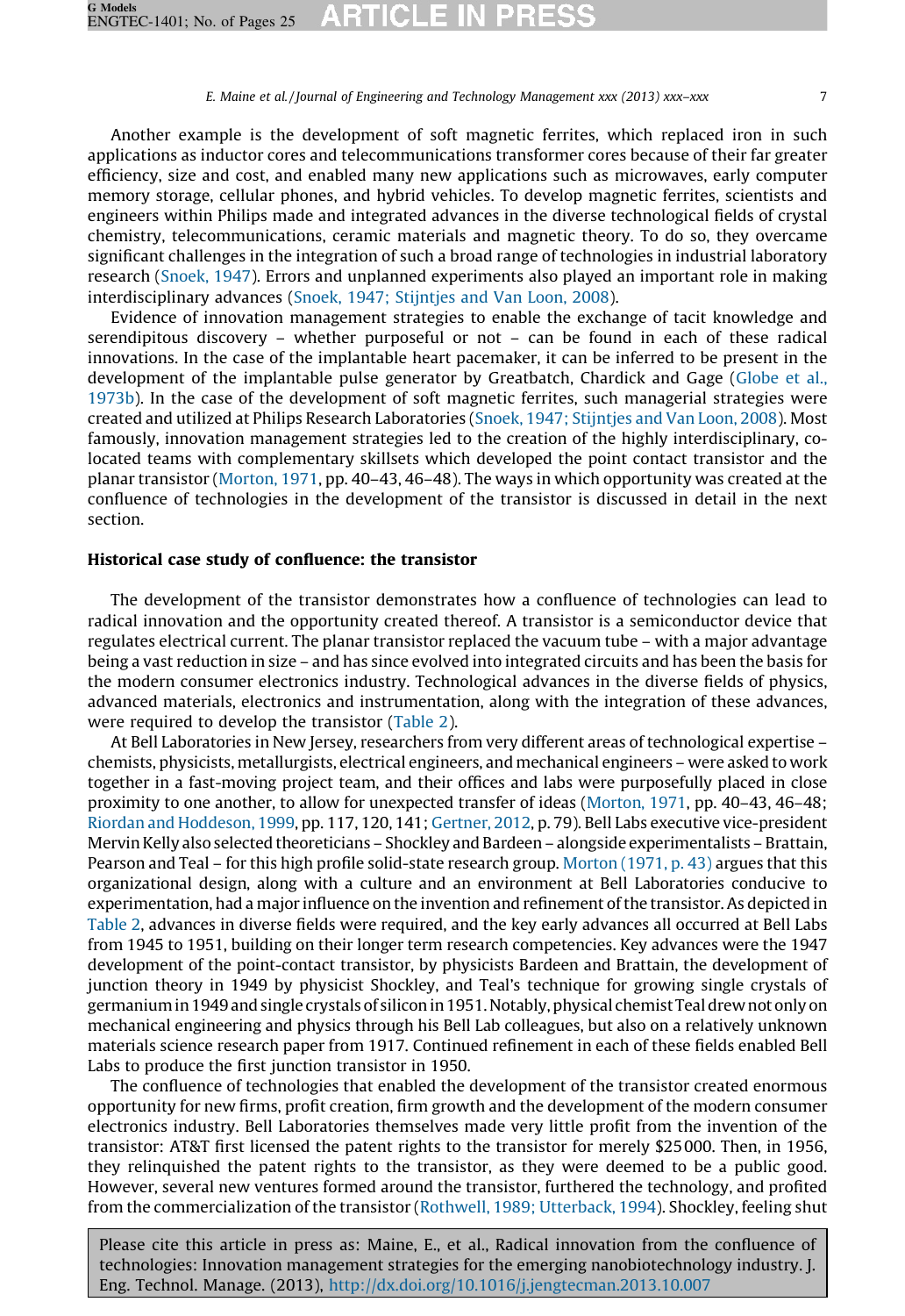Another example is the development of soft magnetic ferrites, which replaced iron in such applications as inductor cores and telecommunications transformer cores because of their far greater efficiency, size and cost, and enabled many new applications such as microwaves, early computer memory storage, cellular phones, and hybrid vehicles. To develop magnetic ferrites, scientists and engineers within Philips made and integrated advances in the diverse technological fields of crystal chemistry, telecommunications, ceramic materials and magnetic theory. To do so, they overcame significant challenges in the integration of such a broad range of technologies in industrial laboratory research (Snoek, 1947). Errors and unplanned experiments also played an important role in making interdisciplinary advances (Snoek, 1947; Stijntjes and Van Loon, 2008).

Evidence of innovation management strategies to enable the exchange of tacit knowledge and serendipitous discovery – whether purposeful or not – can be found in each of these radical innovations. In the case of the implantable heart pacemaker, it can be inferred to be present in the development of the implantable pulse generator by Greatbatch, Chardick and Gage (Globe et al., 1973b). In the case of the development of soft magnetic ferrites, such managerial strategies were created and utilized at Philips Research Laboratories (Snoek, 1947; Stijntjes and Van Loon, 2008). Most famously, innovation management strategies led to the creation of the highly interdisciplinary, co-located teams with complementary skillsets which developed the point contact transistor and the planar transistor (Morton, 1971, pp. 40–43, 46–48). The ways in which opportunity was created at the confluence of technologies in the development of the transistor is discussed in detail in the next section.

## Historical case study of confluence: the transistor

The development of the transistor demonstrates how a confluence of technologies can lead to radical innovation and the opportunity created thereof. A transistor is a semiconductor device that regulates electrical current. The planar transistor replaced the vacuum tube – with a major advantage being a vast reduction in size – and has since evolved into integrated circuits and has been the basis for the modern consumer electronics industry. Technological advances in the diverse fields of physics, advanced materials, electronics and instrumentation, along with the integration of these advances, were required to develop the transistor (Table 2).

At Bell Laboratories in New Jersey, researchers from very different areas of technological expertise – chemists, physicists, metallurgists, electrical engineers, and mechanical engineers – were asked to work together in a fast-moving project team, and their offices and labs were purposefully placed in close proximity to one another, to allow for unexpected transfer of ideas (Morton, 1971, pp. 40–43, 46–48; Riordan and Hoddeson, 1999, pp. 117, 120, 141; Gertner, 2012, p. 79). Bell Labs executive vice-president Mervin Kelly also selected theoreticians – Shockley and Bardeen – alongside experimentalists – Brattain, Pearson and Teal – for this high profile solid-state research group. Morton (1971, p. 43) argues that this organizational design, along with a culture and an environment at Bell Laboratories conducive to experimentation, had a major influence on the invention and refinement of the transistor. As depicted in Table 2, advances in diverse fields were required, and the key early advances all occurred at Bell Labs from 1945 to 1951, building on their longer term research competencies. Key advances were the 1947 development of the point-contact transistor, by physicists Bardeen and Brattain, the development of junction theory in 1949 by physicist Shockley, and Teal's technique for growing single crystals of germanium in 1949 and single crystals of silicon in 1951. Notably, physical chemist Teal drew not only on mechanical engineering and physics through his Bell Lab colleagues, but also on a relatively unknown materials science research paper from 1917. Continued refinement in each of these fields enabled Bell Labs to produce the first junction transistor in 1950.

The confluence of technologies that enabled the development of the transistor created enormous opportunity for new firms, profit creation, firm growth and the development of the modern consumer electronics industry. Bell Laboratories themselves made very little profit from the invention of the transistor: AT&T first licensed the patent rights to the transistor for merely $25000. Then, in 1956, they relinquished the patent rights to the transistor, as they were deemed to be a public good. However, several new ventures formed around the transistor, furthered the technology, and profited from the commercialization of the transistor (Rothwell, 1989; Utterback, 1994). Shockley, feeling shut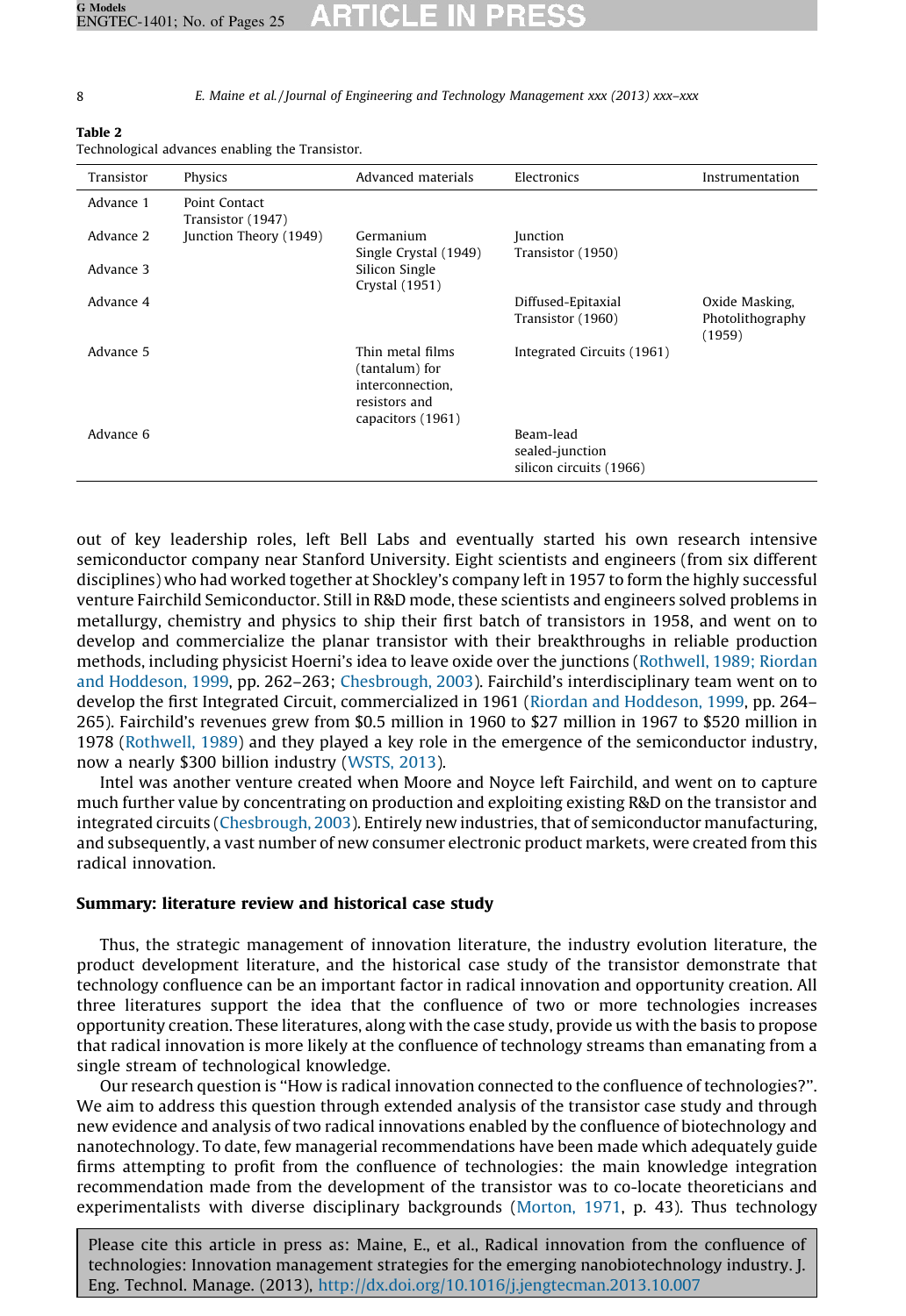**Table 2**
Technological advances enabling the Transistor.

| Transistor | Physics | Advanced materials | Electronics | Instrumentation |
|---|---|---|---|---|
| Advance 1 | Point Contact Transistor (1947) | | | |
| Advance 2 | Junction Theory (1949) | Germanium Single Crystal (1949) | Junction Transistor (1950) | |
| Advance 3 | | Silicon Single Crystal (1951) | | |
| Advance 4 | | | Diffused-Epitaxial Transistor (1960) | Oxide Masking, Photolithography (1959) |
| Advance 5 | | Thin metal films (tantalum) for interconnection, resistors and capacitors (1961) | Integrated Circuits (1961) | |
| Advance 6 | | | Beam-lead sealed-junction silicon circuits (1966) | |

out of key leadership roles, left Bell Labs and eventually started his own research intensive semiconductor company near Stanford University. Eight scientists and engineers (from six different disciplines) who had worked together at Shockley's company left in 1957 to form the highly successful venture Fairchild Semiconductor. Still in R&D mode, these scientists and engineers solved problems in metallurgy, chemistry and physics to ship their first batch of transistors in 1958, and went on to develop and commercialize the planar transistor with their breakthroughs in reliable production methods, including physicist Hoerni's idea to leave oxide over the junctions (Rothwell, 1989; Riordan and Hoddeson, 1999, pp. 262–263; Chesbrough, 2003). Fairchild's interdisciplinary team went on to develop the first Integrated Circuit, commercialized in 1961 (Riordan and Hoddeson, 1999, pp. 264–265). Fairchild's revenues grew from $0.5 million in 1960 to $27 million in 1967 to $520 million in 1978 (Rothwell, 1989) and they played a key role in the emergence of the semiconductor industry, now a nearly $300 billion industry (WSTS, 2013).

Intel was another venture created when Moore and Noyce left Fairchild, and went on to capture much further value by concentrating on production and exploiting existing R&D on the transistor and integrated circuits (Chesbrough, 2003). Entirely new industries, that of semiconductor manufacturing, and subsequently, a vast number of new consumer electronic product markets, were created from this radical innovation.

## Summary: literature review and historical case study

Thus, the strategic management of innovation literature, the industry evolution literature, the product development literature, and the historical case study of the transistor demonstrate that technology confluence can be an important factor in radical innovation and opportunity creation. All three literatures support the idea that the confluence of two or more technologies increases opportunity creation. These literatures, along with the case study, provide us with the basis to propose that radical innovation is more likely at the confluence of technology streams than emanating from a single stream of technological knowledge.

Our research question is "How is radical innovation connected to the confluence of technologies?". We aim to address this question through extended analysis of the transistor case study and through new evidence and analysis of two radical innovations enabled by the confluence of biotechnology and nanotechnology. To date, few managerial recommendations have been made which adequately guide firms attempting to profit from the confluence of technologies: the main knowledge integration recommendation made from the development of the transistor was to co-locate theoreticians and experimentalists with diverse disciplinary backgrounds (Morton, 1971, p. 43). Thus technology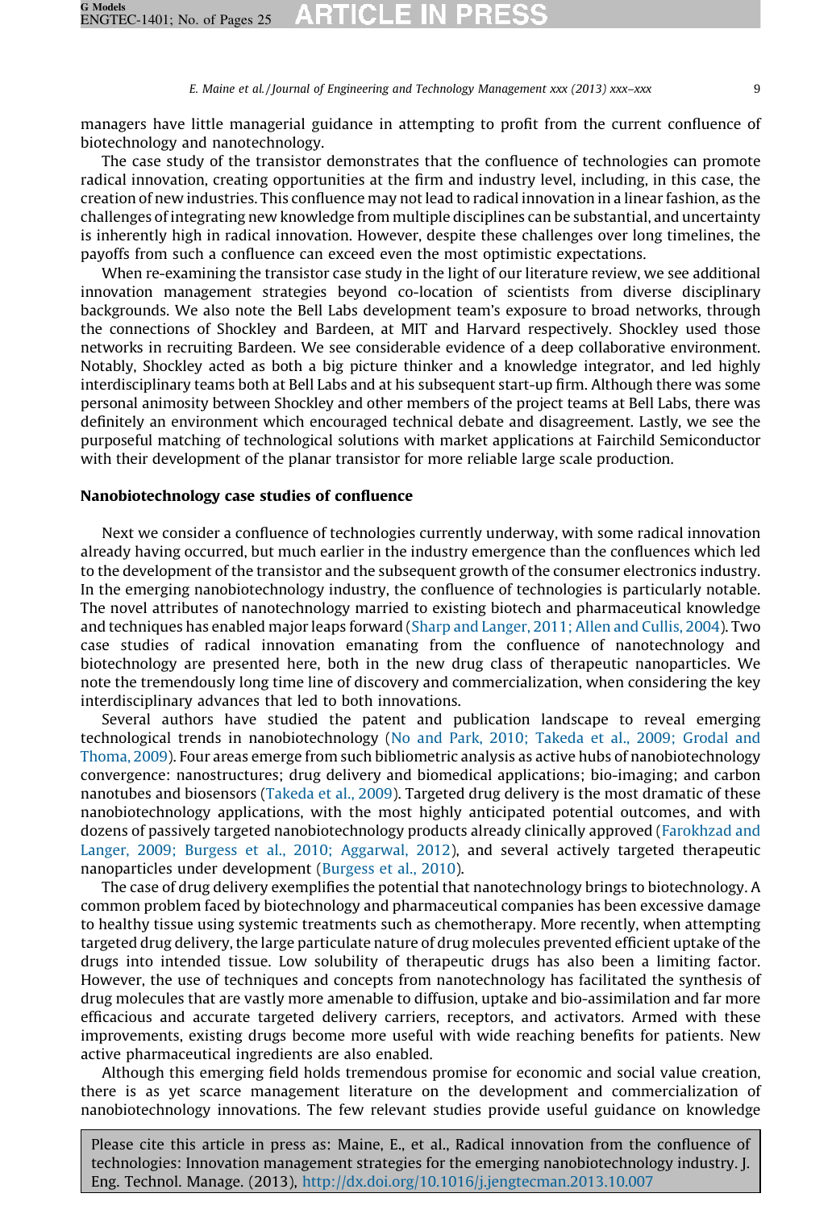managers have little managerial guidance in attempting to profit from the current confluence of biotechnology and nanotechnology.

The case study of the transistor demonstrates that the confluence of technologies can promote radical innovation, creating opportunities at the firm and industry level, including, in this case, the creation of new industries. This confluence may not lead to radical innovation in a linear fashion, as the challenges of integrating new knowledge from multiple disciplines can be substantial, and uncertainty is inherently high in radical innovation. However, despite these challenges over long timelines, the payoffs from such a confluence can exceed even the most optimistic expectations.

When re-examining the transistor case study in the light of our literature review, we see additional innovation management strategies beyond co-location of scientists from diverse disciplinary backgrounds. We also note the Bell Labs development team's exposure to broad networks, through the connections of Shockley and Bardeen, at MIT and Harvard respectively. Shockley used those networks in recruiting Bardeen. We see considerable evidence of a deep collaborative environment. Notably, Shockley acted as both a big picture thinker and a knowledge integrator, and led highly interdisciplinary teams both at Bell Labs and at his subsequent start-up firm. Although there was some personal animosity between Shockley and other members of the project teams at Bell Labs, there was definitely an environment which encouraged technical debate and disagreement. Lastly, we see the purposeful matching of technological solutions with market applications at Fairchild Semiconductor with their development of the planar transistor for more reliable large scale production.

## Nanobiotechnology case studies of confluence

Next we consider a confluence of technologies currently underway, with some radical innovation already having occurred, but much earlier in the industry emergence than the confluences which led to the development of the transistor and the subsequent growth of the consumer electronics industry. In the emerging nanobiotechnology industry, the confluence of technologies is particularly notable. The novel attributes of nanotechnology married to existing biotech and pharmaceutical knowledge and techniques has enabled major leaps forward (Sharp and Langer, 2011; Allen and Cullis, 2004). Two case studies of radical innovation emanating from the confluence of nanotechnology and biotechnology are presented here, both in the new drug class of therapeutic nanoparticles. We note the tremendously long time line of discovery and commercialization, when considering the key interdisciplinary advances that led to both innovations.

Several authors have studied the patent and publication landscape to reveal emerging technological trends in nanobiotechnology (No and Park, 2010; Takeda et al., 2009; Grodal and Thoma, 2009). Four areas emerge from such bibliometric analysis as active hubs of nanobiotechnology convergence: nanostructures; drug delivery and biomedical applications; bio-imaging; and carbon nanotubes and biosensors (Takeda et al., 2009). Targeted drug delivery is the most dramatic of these nanobiotechnology applications, with the most highly anticipated potential outcomes, and with dozens of passively targeted nanobiotechnology products already clinically approved (Farokhzad and Langer, 2009; Burgess et al., 2010; Aggarwal, 2012), and several actively targeted therapeutic nanoparticles under development (Burgess et al., 2010).

The case of drug delivery exemplifies the potential that nanotechnology brings to biotechnology. A common problem faced by biotechnology and pharmaceutical companies has been excessive damage to healthy tissue using systemic treatments such as chemotherapy. More recently, when attempting targeted drug delivery, the large particulate nature of drug molecules prevented efficient uptake of the drugs into intended tissue. Low solubility of therapeutic drugs has also been a limiting factor. However, the use of techniques and concepts from nanotechnology has facilitated the synthesis of drug molecules that are vastly more amenable to diffusion, uptake and bio-assimilation and far more efficacious and accurate targeted delivery carriers, receptors, and activators. Armed with these improvements, existing drugs become more useful with wide reaching benefits for patients. New active pharmaceutical ingredients are also enabled.

Although this emerging field holds tremendous promise for economic and social value creation, there is as yet scarce management literature on the development and commercialization of nanobiotechnology innovations. The few relevant studies provide useful guidance on knowledge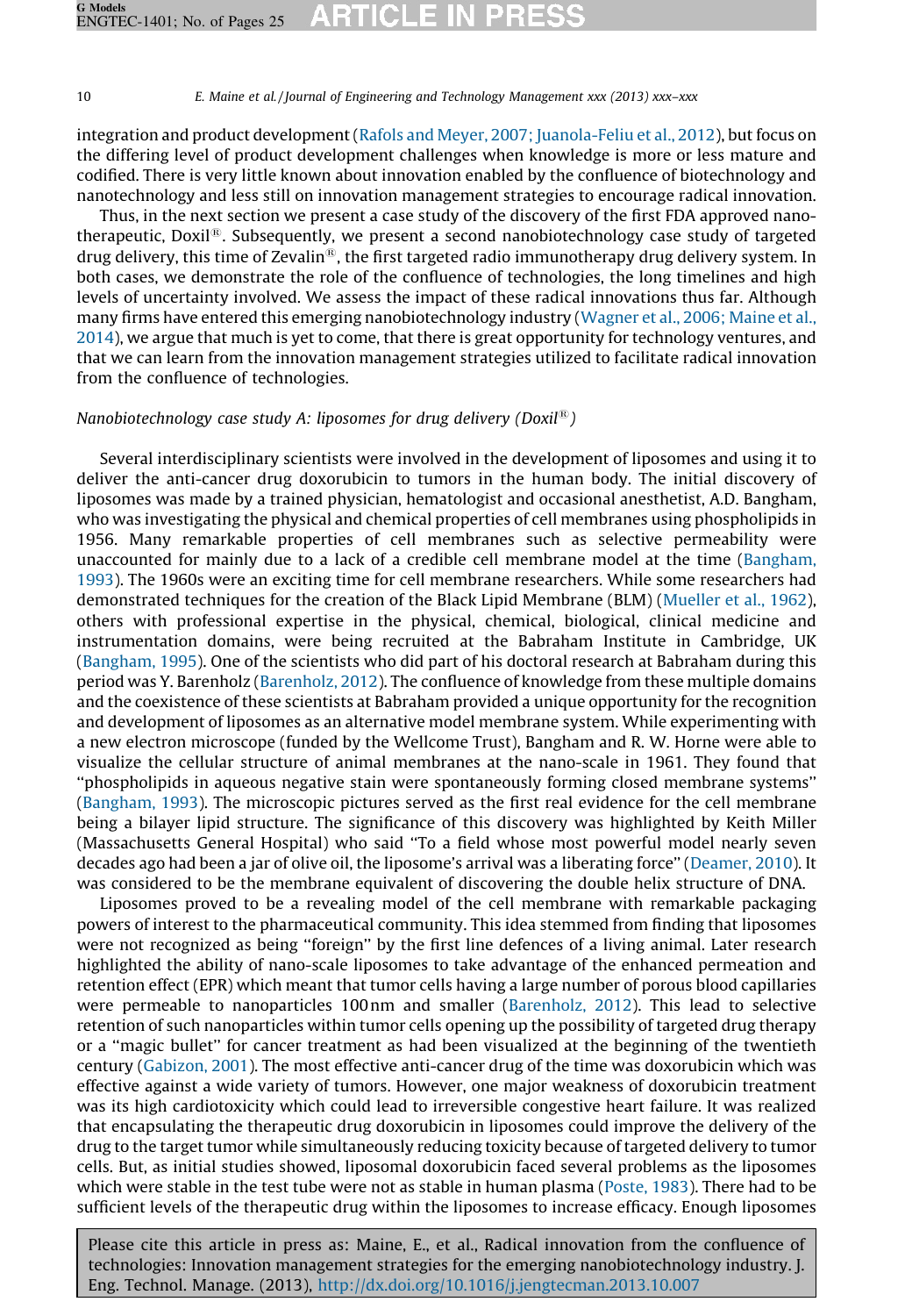integration and product development (Rafols and Meyer, 2007; Juanola-Feliu et al., 2012), but focus on the differing level of product development challenges when knowledge is more or less mature and codified. There is very little known about innovation enabled by the confluence of biotechnology and nanotechnology and less still on innovation management strategies to encourage radical innovation.

Thus, in the next section we present a case study of the discovery of the first FDA approved nano-therapeutic, Doxil®. Subsequently, we present a second nanobiotechnology case study of targeted drug delivery, this time of Zevalin®, the first targeted radio immunotherapy drug delivery system. In both cases, we demonstrate the role of the confluence of technologies, the long timelines and high levels of uncertainty involved. We assess the impact of these radical innovations thus far. Although many firms have entered this emerging nanobiotechnology industry (Wagner et al., 2006; Maine et al., 2014), we argue that much is yet to come, that there is great opportunity for technology ventures, and that we can learn from the innovation management strategies utilized to facilitate radical innovation from the confluence of technologies.

*Nanobiotechnology case study A: liposomes for drug delivery (Doxil®)*

Several interdisciplinary scientists were involved in the development of liposomes and using it to deliver the anti-cancer drug doxorubicin to tumors in the human body. The initial discovery of liposomes was made by a trained physician, hematologist and occasional anesthetist, A.D. Bangham, who was investigating the physical and chemical properties of cell membranes using phospholipids in 1956. Many remarkable properties of cell membranes such as selective permeability were unaccounted for mainly due to a lack of a credible cell membrane model at the time (Bangham, 1993). The 1960s were an exciting time for cell membrane researchers. While some researchers had demonstrated techniques for the creation of the Black Lipid Membrane (BLM) (Mueller et al., 1962), others with professional expertise in the physical, chemical, biological, clinical medicine and instrumentation domains, were being recruited at the Babraham Institute in Cambridge, UK (Bangham, 1995). One of the scientists who did part of his doctoral research at Babraham during this period was Y. Barenholz (Barenholz, 2012). The confluence of knowledge from these multiple domains and the coexistence of these scientists at Babraham provided a unique opportunity for the recognition and development of liposomes as an alternative model membrane system. While experimenting with a new electron microscope (funded by the Wellcome Trust), Bangham and R. W. Horne were able to visualize the cellular structure of animal membranes at the nano-scale in 1961. They found that "phospholipids in aqueous negative stain were spontaneously forming closed membrane systems" (Bangham, 1993). The microscopic pictures served as the first real evidence for the cell membrane being a bilayer lipid structure. The significance of this discovery was highlighted by Keith Miller (Massachusetts General Hospital) who said "To a field whose most powerful model nearly seven decades ago had been a jar of olive oil, the liposome's arrival was a liberating force" (Deamer, 2010). It was considered to be the membrane equivalent of discovering the double helix structure of DNA.

Liposomes proved to be a revealing model of the cell membrane with remarkable packaging powers of interest to the pharmaceutical community. This idea stemmed from finding that liposomes were not recognized as being "foreign" by the first line defences of a living animal. Later research highlighted the ability of nano-scale liposomes to take advantage of the enhanced permeation and retention effect (EPR) which meant that tumor cells having a large number of porous blood capillaries were permeable to nanoparticles 100 nm and smaller (Barenholz, 2012). This lead to selective retention of such nanoparticles within tumor cells opening up the possibility of targeted drug therapy or a "magic bullet" for cancer treatment as had been visualized at the beginning of the twentieth century (Gabizon, 2001). The most effective anti-cancer drug of the time was doxorubicin which was effective against a wide variety of tumors. However, one major weakness of doxorubicin treatment was its high cardiotoxicity which could lead to irreversible congestive heart failure. It was realized that encapsulating the therapeutic drug doxorubicin in liposomes could improve the delivery of the drug to the target tumor while simultaneously reducing toxicity because of targeted delivery to tumor cells. But, as initial studies showed, liposomal doxorubicin faced several problems as the liposomes which were stable in the test tube were not as stable in human plasma (Poste, 1983). There had to be sufficient levels of the therapeutic drug within the liposomes to increase efficacy. Enough liposomes

Please cite this article in press as: Maine, E., et al., Radical innovation from the confluence of technologies: Innovation management strategies for the emerging nanobiotechnology industry. J. Eng. Technol. Manage. (2013), http://dx.doi.org/10.1016/j.jengtecman.2013.10.007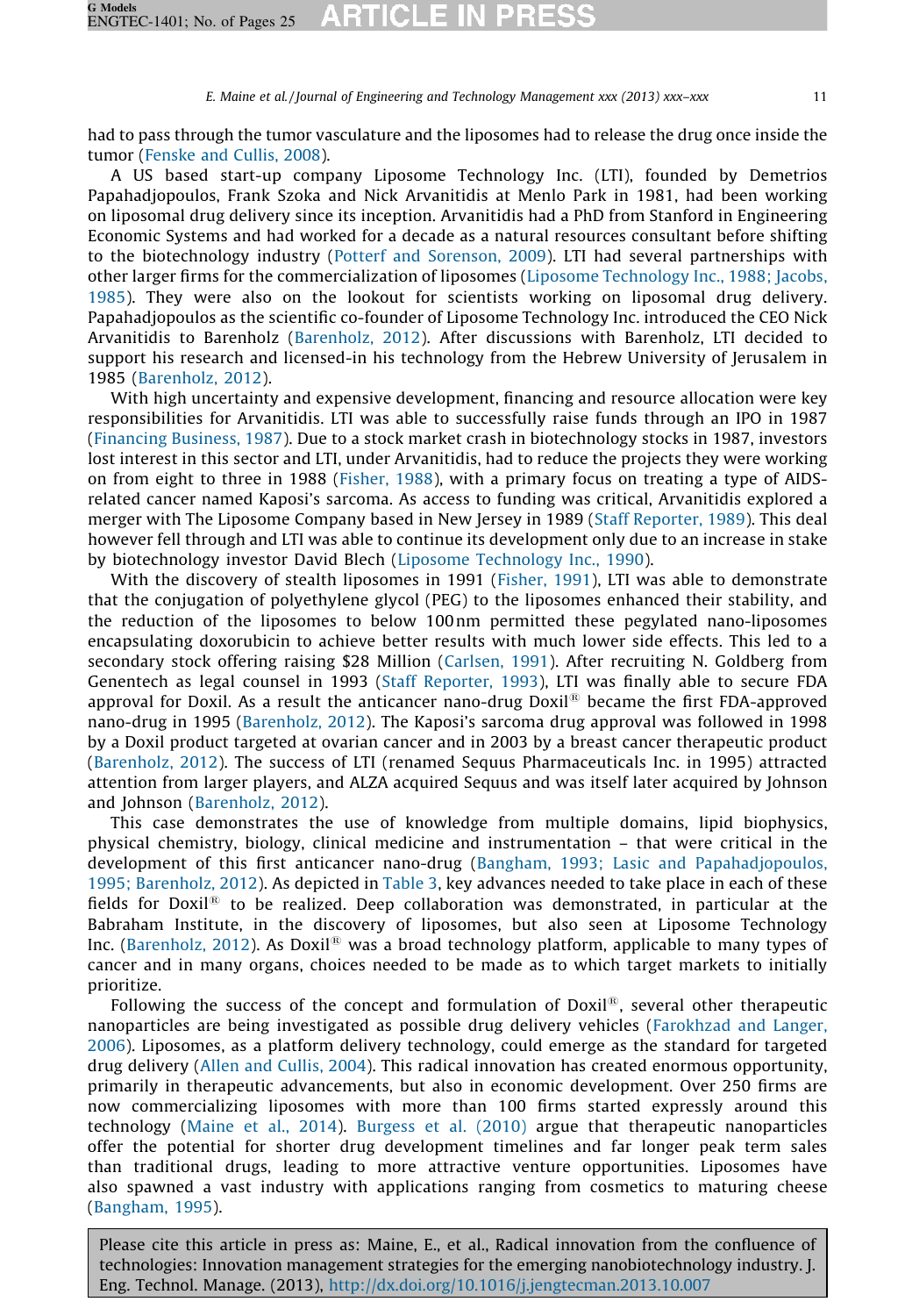had to pass through the tumor vasculature and the liposomes had to release the drug once inside the tumor (Fenske and Cullis, 2008).

A US based start-up company Liposome Technology Inc. (LTI), founded by Demetrios Papahadjopoulos, Frank Szoka and Nick Arvanitidis at Menlo Park in 1981, had been working on liposomal drug delivery since its inception. Arvanitidis had a PhD from Stanford in Engineering Economic Systems and had worked for a decade as a natural resources consultant before shifting to the biotechnology industry (Potterf and Sorenson, 2009). LTI had several partnerships with other larger firms for the commercialization of liposomes (Liposome Technology Inc., 1988; Jacobs, 1985). They were also on the lookout for scientists working on liposomal drug delivery. Papahadjopoulos as the scientific co-founder of Liposome Technology Inc. introduced the CEO Nick Arvanitidis to Barenholz (Barenholz, 2012). After discussions with Barenholz, LTI decided to support his research and licensed-in his technology from the Hebrew University of Jerusalem in 1985 (Barenholz, 2012).

With high uncertainty and expensive development, financing and resource allocation were key responsibilities for Arvanitidis. LTI was able to successfully raise funds through an IPO in 1987 (Financing Business, 1987). Due to a stock market crash in biotechnology stocks in 1987, investors lost interest in this sector and LTI, under Arvanitidis, had to reduce the projects they were working on from eight to three in 1988 (Fisher, 1988), with a primary focus on treating a type of AIDS-related cancer named Kaposi's sarcoma. As access to funding was critical, Arvanitidis explored a merger with The Liposome Company based in New Jersey in 1989 (Staff Reporter, 1989). This deal however fell through and LTI was able to continue its development only due to an increase in stake by biotechnology investor David Blech (Liposome Technology Inc., 1990).

With the discovery of stealth liposomes in 1991 (Fisher, 1991), LTI was able to demonstrate that the conjugation of polyethylene glycol (PEG) to the liposomes enhanced their stability, and the reduction of the liposomes to below 100 nm permitted these pegylated nano-liposomes encapsulating doxorubicin to achieve better results with much lower side effects. This led to a secondary stock offering raising $28 Million (Carlsen, 1991). After recruiting N. Goldberg from Genentech as legal counsel in 1993 (Staff Reporter, 1993), LTI was finally able to secure FDA approval for Doxil. As a result the anticancer nano-drug Doxil® became the first FDA-approved nano-drug in 1995 (Barenholz, 2012). The Kaposi's sarcoma drug approval was followed in 1998 by a Doxil product targeted at ovarian cancer and in 2003 by a breast cancer therapeutic product (Barenholz, 2012). The success of LTI (renamed Sequus Pharmaceuticals Inc. in 1995) attracted attention from larger players, and ALZA acquired Sequus and was itself later acquired by Johnson and Johnson (Barenholz, 2012).

This case demonstrates the use of knowledge from multiple domains, lipid biophysics, physical chemistry, biology, clinical medicine and instrumentation – that were critical in the development of this first anticancer nano-drug (Bangham, 1993; Lasic and Papahadjopoulos, 1995; Barenholz, 2012). As depicted in Table 3, key advances needed to take place in each of these fields for Doxil® to be realized. Deep collaboration was demonstrated, in particular at the Babraham Institute, in the discovery of liposomes, but also seen at Liposome Technology Inc. (Barenholz, 2012). As Doxil® was a broad technology platform, applicable to many types of cancer and in many organs, choices needed to be made as to which target markets to initially prioritize.

Following the success of the concept and formulation of Doxil®, several other therapeutic nanoparticles are being investigated as possible drug delivery vehicles (Farokhzad and Langer, 2006). Liposomes, as a platform delivery technology, could emerge as the standard for targeted drug delivery (Allen and Cullis, 2004). This radical innovation has created enormous opportunity, primarily in therapeutic advancements, but also in economic development. Over 250 firms are now commercializing liposomes with more than 100 firms started expressly around this technology (Maine et al., 2014). Burgess et al. (2010) argue that therapeutic nanoparticles offer the potential for shorter drug development timelines and far longer peak term sales than traditional drugs, leading to more attractive venture opportunities. Liposomes have also spawned a vast industry with applications ranging from cosmetics to maturing cheese (Bangham, 1995).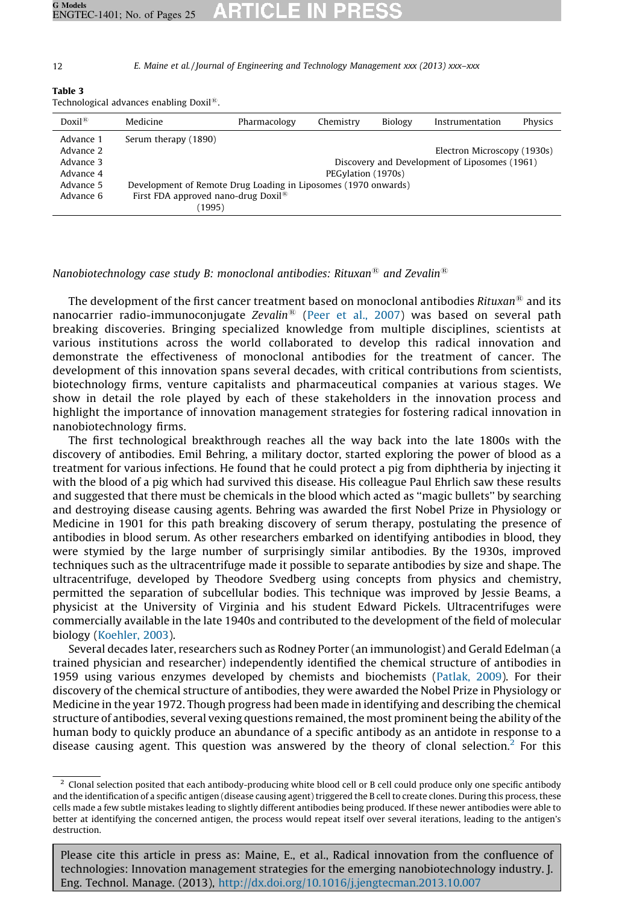**Table 3**
Technological advances enabling Doxil®.

| Doxil® | Medicine | Pharmacology | Chemistry | Biology | Instrumentation | Physics |
|---|---|---|---|---|---|---|
| Advance 1 | Serum therapy (1890) | | | | | |
| Advance 2 | | | | | Electron Microscopy (1930s) | |
| Advance 3 | | | Discovery and Development of Liposomes (1961) | | | |
| Advance 4 | | | PEGylation (1970s) | | | |
| Advance 5 | Development of Remote Drug Loading in Liposomes (1970 onwards) | | | | | |
| Advance 6 | First FDA approved nano-drug Doxil® (1995) | | | | | |

*Nanobiotechnology case study B: monoclonal antibodies: Rituxan® and Zevalin®*

The development of the first cancer treatment based on monoclonal antibodies *Rituxan®* and its nanocarrier radio-immunoconjugate *Zevalin®* (Peer et al., 2007) was based on several path breaking discoveries. Bringing specialized knowledge from multiple disciplines, scientists at various institutions across the world collaborated to develop this radical innovation and demonstrate the effectiveness of monoclonal antibodies for the treatment of cancer. The development of this innovation spans several decades, with critical contributions from scientists, biotechnology firms, venture capitalists and pharmaceutical companies at various stages. We show in detail the role played by each of these stakeholders in the innovation process and highlight the importance of innovation management strategies for fostering radical innovation in nanobiotechnology firms.

The first technological breakthrough reaches all the way back into the late 1800s with the discovery of antibodies. Emil Behring, a military doctor, started exploring the power of blood as a treatment for various infections. He found that he could protect a pig from diphtheria by injecting it with the blood of a pig which had survived this disease. His colleague Paul Ehrlich saw these results and suggested that there must be chemicals in the blood which acted as "magic bullets" by searching and destroying disease causing agents. Behring was awarded the first Nobel Prize in Physiology or Medicine in 1901 for this path breaking discovery of serum therapy, postulating the presence of antibodies in blood serum. As other researchers embarked on identifying antibodies in blood, they were stymied by the large number of surprisingly similar antibodies. By the 1930s, improved techniques such as the ultracentrifuge made it possible to separate antibodies by size and shape. The ultracentrifuge, developed by Theodore Svedberg using concepts from physics and chemistry, permitted the separation of subcellular bodies. This technique was improved by Jessie Beams, a physicist at the University of Virginia and his student Edward Pickels. Ultracentrifuges were commercially available in the late 1940s and contributed to the development of the field of molecular biology (Koehler, 2003).

Several decades later, researchers such as Rodney Porter (an immunologist) and Gerald Edelman (a trained physician and researcher) independently identified the chemical structure of antibodies in 1959 using various enzymes developed by chemists and biochemists (Patlak, 2009). For their discovery of the chemical structure of antibodies, they were awarded the Nobel Prize in Physiology or Medicine in the year 1972. Though progress had been made in identifying and describing the chemical structure of antibodies, several vexing questions remained, the most prominent being the ability of the human body to quickly produce an abundance of a specific antibody as an antidote in response to a disease causing agent. This question was answered by the theory of clonal selection.[2] For this

[2] Clonal selection posited that each antibody-producing white blood cell or B cell could produce only one specific antibody and the identification of a specific antigen (disease causing agent) triggered the B cell to create clones. During this process, these cells made a few subtle mistakes leading to slightly different antibodies being produced. If these newer antibodies were able to better at identifying the concerned antigen, the process would repeat itself over several iterations, leading to the antigen's destruction.

Please cite this article in press as: Maine, E., et al., Radical innovation from the confluence of technologies: Innovation management strategies for the emerging nanobiotechnology industry. J. Eng. Technol. Manage. (2013), http://dx.doi.org/10.1016/j.jengtecman.2013.10.007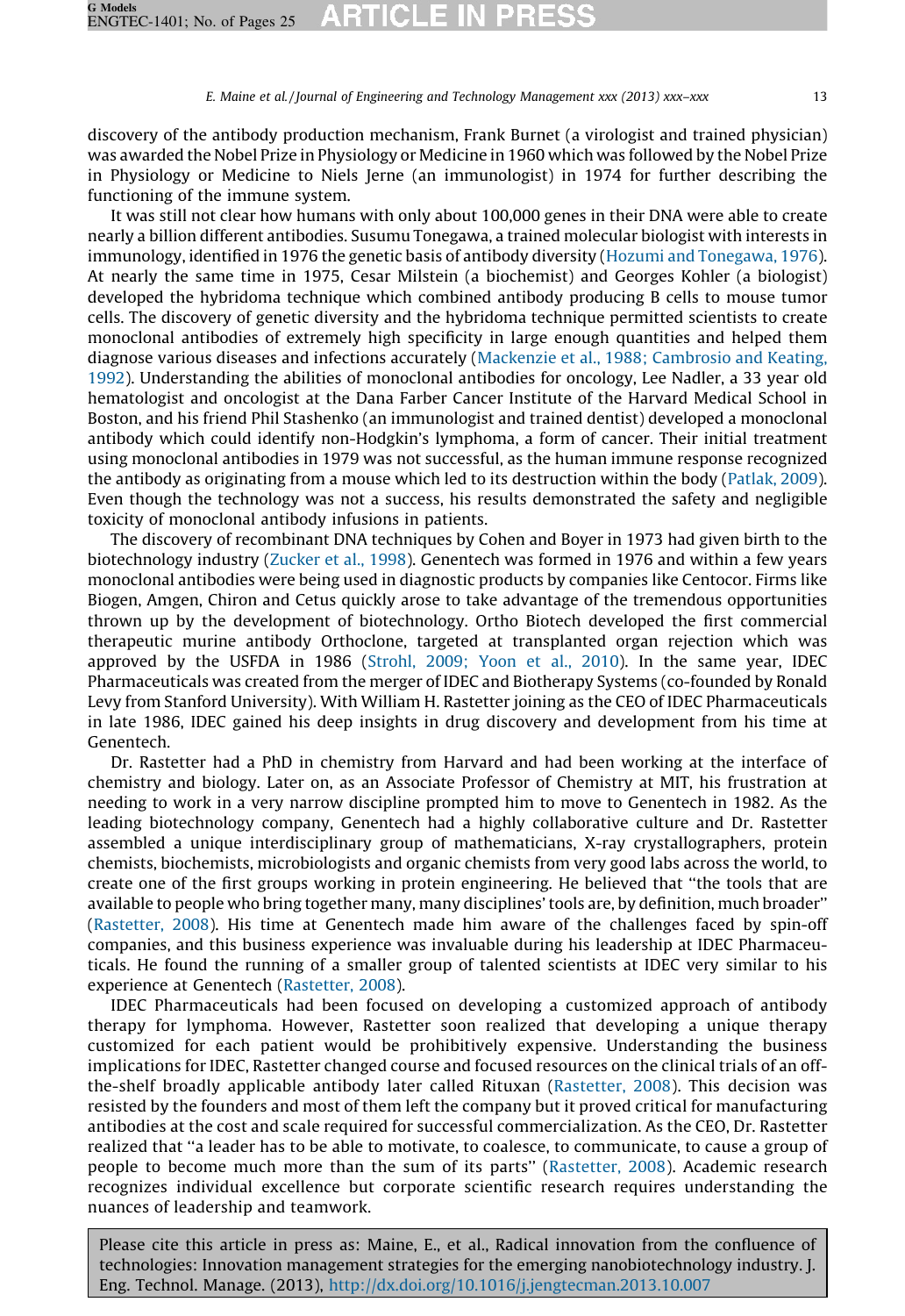discovery of the antibody production mechanism, Frank Burnet (a virologist and trained physician) was awarded the Nobel Prize in Physiology or Medicine in 1960 which was followed by the Nobel Prize in Physiology or Medicine to Niels Jerne (an immunologist) in 1974 for further describing the functioning of the immune system.

It was still not clear how humans with only about 100,000 genes in their DNA were able to create nearly a billion different antibodies. Susumu Tonegawa, a trained molecular biologist with interests in immunology, identified in 1976 the genetic basis of antibody diversity (Hozumi and Tonegawa, 1976). At nearly the same time in 1975, Cesar Milstein (a biochemist) and Georges Kohler (a biologist) developed the hybridoma technique which combined antibody producing B cells to mouse tumor cells. The discovery of genetic diversity and the hybridoma technique permitted scientists to create monoclonal antibodies of extremely high specificity in large enough quantities and helped them diagnose various diseases and infections accurately (Mackenzie et al., 1988; Cambrosio and Keating, 1992). Understanding the abilities of monoclonal antibodies for oncology, Lee Nadler, a 33 year old hematologist and oncologist at the Dana Farber Cancer Institute of the Harvard Medical School in Boston, and his friend Phil Stashenko (an immunologist and trained dentist) developed a monoclonal antibody which could identify non-Hodgkin's lymphoma, a form of cancer. Their initial treatment using monoclonal antibodies in 1979 was not successful, as the human immune response recognized the antibody as originating from a mouse which led to its destruction within the body (Patlak, 2009). Even though the technology was not a success, his results demonstrated the safety and negligible toxicity of monoclonal antibody infusions in patients.

The discovery of recombinant DNA techniques by Cohen and Boyer in 1973 had given birth to the biotechnology industry (Zucker et al., 1998). Genentech was formed in 1976 and within a few years monoclonal antibodies were being used in diagnostic products by companies like Centocor. Firms like Biogen, Amgen, Chiron and Cetus quickly arose to take advantage of the tremendous opportunities thrown up by the development of biotechnology. Ortho Biotech developed the first commercial therapeutic murine antibody Orthoclone, targeted at transplanted organ rejection which was approved by the USFDA in 1986 (Strohl, 2009; Yoon et al., 2010). In the same year, IDEC Pharmaceuticals was created from the merger of IDEC and Biotherapy Systems (co-founded by Ronald Levy from Stanford University). With William H. Rastetter joining as the CEO of IDEC Pharmaceuticals in late 1986, IDEC gained his deep insights in drug discovery and development from his time at Genentech.

Dr. Rastetter had a PhD in chemistry from Harvard and had been working at the interface of chemistry and biology. Later on, as an Associate Professor of Chemistry at MIT, his frustration at needing to work in a very narrow discipline prompted him to move to Genentech in 1982. As the leading biotechnology company, Genentech had a highly collaborative culture and Dr. Rastetter assembled a unique interdisciplinary group of mathematicians, X-ray crystallographers, protein chemists, biochemists, microbiologists and organic chemists from very good labs across the world, to create one of the first groups working in protein engineering. He believed that ''the tools that are available to people who bring together many, many disciplines' tools are, by definition, much broader'' (Rastetter, 2008). His time at Genentech made him aware of the challenges faced by spin-off companies, and this business experience was invaluable during his leadership at IDEC Pharmaceuticals. He found the running of a smaller group of talented scientists at IDEC very similar to his experience at Genentech (Rastetter, 2008).

IDEC Pharmaceuticals had been focused on developing a customized approach of antibody therapy for lymphoma. However, Rastetter soon realized that developing a unique therapy customized for each patient would be prohibitively expensive. Understanding the business implications for IDEC, Rastetter changed course and focused resources on the clinical trials of an off-the-shelf broadly applicable antibody later called Rituxan (Rastetter, 2008). This decision was resisted by the founders and most of them left the company but it proved critical for manufacturing antibodies at the cost and scale required for successful commercialization. As the CEO, Dr. Rastetter realized that ''a leader has to be able to motivate, to coalesce, to communicate, to cause a group of people to become much more than the sum of its parts'' (Rastetter, 2008). Academic research recognizes individual excellence but corporate scientific research requires understanding the nuances of leadership and teamwork.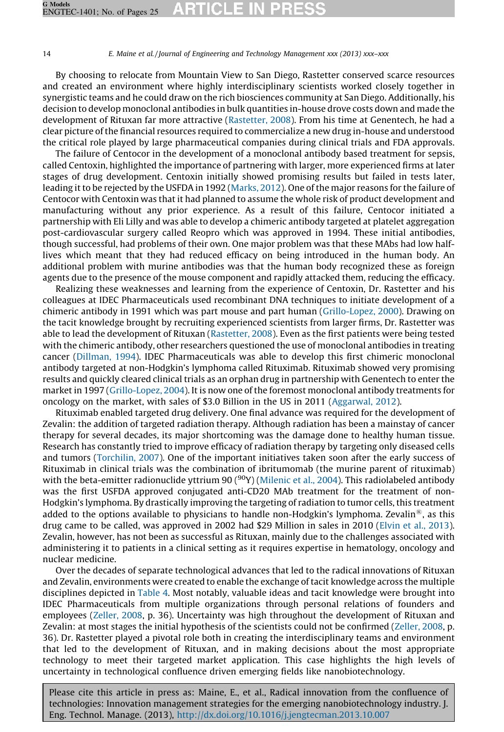By choosing to relocate from Mountain View to San Diego, Rastetter conserved scarce resources and created an environment where highly interdisciplinary scientists worked closely together in synergistic teams and he could draw on the rich biosciences community at San Diego. Additionally, his decision to develop monoclonal antibodies in bulk quantities in-house drove costs down and made the development of Rituxan far more attractive (Rastetter, 2008). From his time at Genentech, he had a clear picture of the financial resources required to commercialize a new drug in-house and understood the critical role played by large pharmaceutical companies during clinical trials and FDA approvals.

The failure of Centocor in the development of a monoclonal antibody based treatment for sepsis, called Centoxin, highlighted the importance of partnering with larger, more experienced firms at later stages of drug development. Centoxin initially showed promising results but failed in tests later, leading it to be rejected by the USFDA in 1992 (Marks, 2012). One of the major reasons for the failure of Centocor with Centoxin was that it had planned to assume the whole risk of product development and manufacturing without any prior experience. As a result of this failure, Centocor initiated a partnership with Eli Lilly and was able to develop a chimeric antibody targeted at platelet aggregation post-cardiovascular surgery called Reopro which was approved in 1994. These initial antibodies, though successful, had problems of their own. One major problem was that these MAbs had low half-lives which meant that they had reduced efficacy on being introduced in the human body. An additional problem with murine antibodies was that the human body recognized these as foreign agents due to the presence of the mouse component and rapidly attacked them, reducing the efficacy.

Realizing these weaknesses and learning from the experience of Centoxin, Dr. Rastetter and his colleagues at IDEC Pharmaceuticals used recombinant DNA techniques to initiate development of a chimeric antibody in 1991 which was part mouse and part human (Grillo-Lopez, 2000). Drawing on the tacit knowledge brought by recruiting experienced scientists from larger firms, Dr. Rastetter was able to lead the development of Rituxan (Rastetter, 2008). Even as the first patients were being tested with the chimeric antibody, other researchers questioned the use of monoclonal antibodies in treating cancer (Dillman, 1994). IDEC Pharmaceuticals was able to develop this first chimeric monoclonal antibody targeted at non-Hodgkin's lymphoma called Rituximab. Rituximab showed very promising results and quickly cleared clinical trials as an orphan drug in partnership with Genentech to enter the market in 1997 (Grillo-Lopez, 2004). It is now one of the foremost monoclonal antibody treatments for oncology on the market, with sales of $3.0 Billion in the US in 2011 (Aggarwal, 2012).

Rituximab enabled targeted drug delivery. One final advance was required for the development of Zevalin: the addition of targeted radiation therapy. Although radiation has been a mainstay of cancer therapy for several decades, its major shortcoming was the damage done to healthy human tissue. Research has constantly tried to improve efficacy of radiation therapy by targeting only diseased cells and tumors (Torchilin, 2007). One of the important initiatives taken soon after the early success of Rituximab in clinical trials was the combination of ibritumomab (the murine parent of rituximab) with the beta-emitter radionuclide yttrium 90 ($^{90}Y$) (Milenic et al., 2004). This radiolabeled antibody was the first USFDA approved conjugated anti-CD20 MAb treatment for the treatment of non-Hodgkin's lymphoma. By drastically improving the targeting of radiation to tumor cells, this treatment added to the options available to physicians to handle non-Hodgkin's lymphoma. Zevalin®, as this drug came to be called, was approved in 2002 had $29 Million in sales in 2010 (Elvin et al., 2013). Zevalin, however, has not been as successful as Rituxan, mainly due to the challenges associated with administering it to patients in a clinical setting as it requires expertise in hematology, oncology and nuclear medicine.

Over the decades of separate technological advances that led to the radical innovations of Rituxan and Zevalin, environments were created to enable the exchange of tacit knowledge across the multiple disciplines depicted in Table 4. Most notably, valuable ideas and tacit knowledge were brought into IDEC Pharmaceuticals from multiple organizations through personal relations of founders and employees (Zeller, 2008, p. 36). Uncertainty was high throughout the development of Rituxan and Zevalin: at most stages the initial hypothesis of the scientists could not be confirmed (Zeller, 2008, p. 36). Dr. Rastetter played a pivotal role both in creating the interdisciplinary teams and environment that led to the development of Rituxan, and in making decisions about the most appropriate technology to meet their targeted market application. This case highlights the high levels of uncertainty in technological confluence driven emerging fields like nanobiotechnology.

Please cite this article in press as: Maine, E., et al., Radical innovation from the confluence of technologies: Innovation management strategies for the emerging nanobiotechnology industry. J. Eng. Technol. Manage. (2013), http://dx.doi.org/10.1016/j.jengtecman.2013.10.007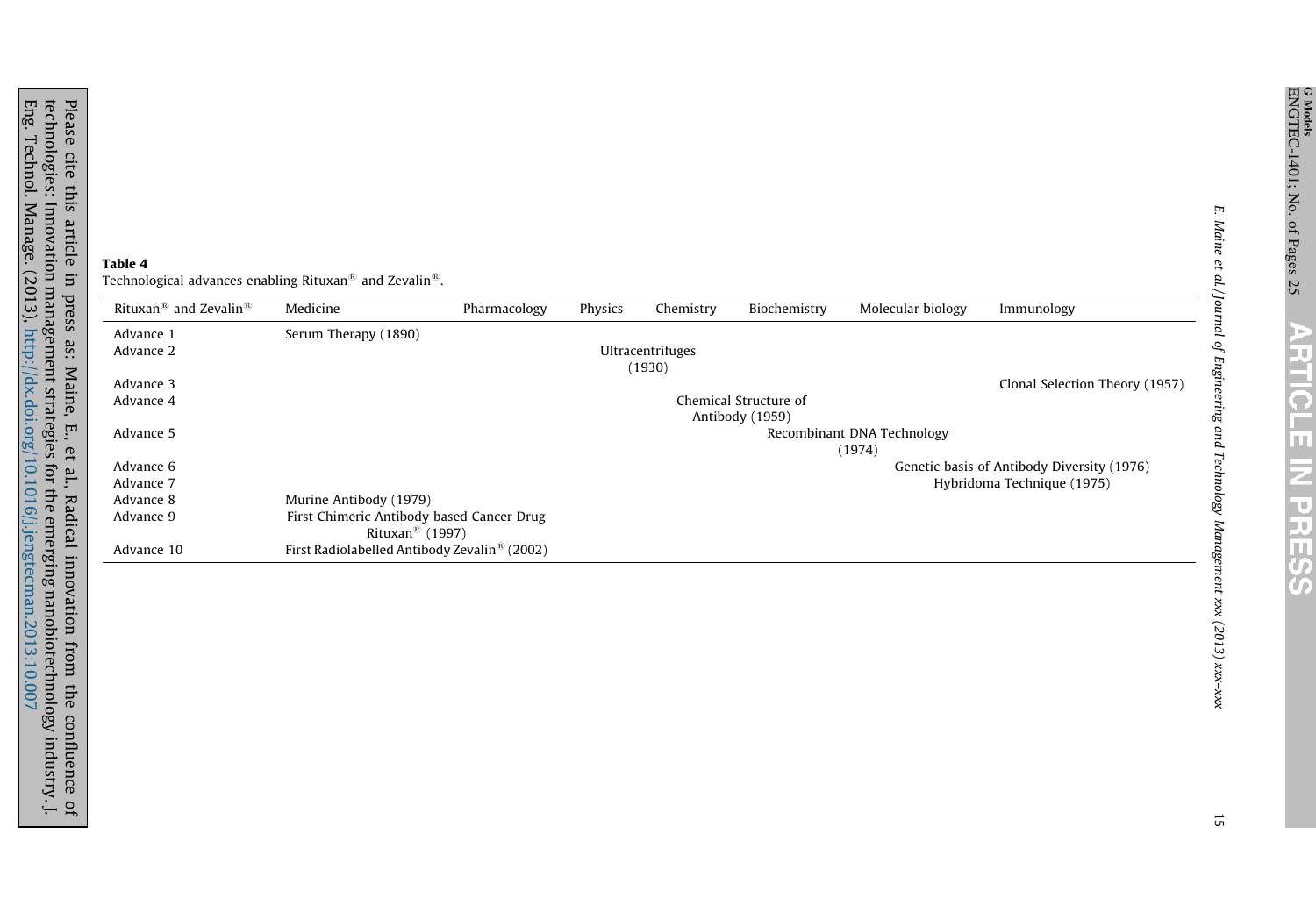**Table 4**
Technological advances enabling Rituxan® and Zevalin®.

| Rituxan® and Zevalin® | Medicine | Pharmacology | Physics | Chemistry | Biochemistry | Molecular biology | Immunology |
|---|---|---|---|---|---|---|---|
| Advance 1 | Serum Therapy (1890) | | | | | | |
| Advance 2 | | | Ultracentrifuges (1930) | | | | |
| Advance 3 | | | | | | | Clonal Selection Theory (1957) |
| Advance 4 | | | | Chemical Structure of Antibody (1959) | | | |
| Advance 5 | | | | | Recombinant DNA Technology (1974) | | |
| Advance 6 | | | | | | Genetic basis of Antibody Diversity (1976) | |
| Advance 7 | | | | | | | Hybridoma Technique (1975) |
| Advance 8 | Murine Antibody (1979) | | | | | | |
| Advance 9 | First Chimeric Antibody based Cancer Drug Rituxan® (1997) | | | | | | |
| Advance 10 | First Radiolabelled Antibody Zevalin® (2002) | | | | | | |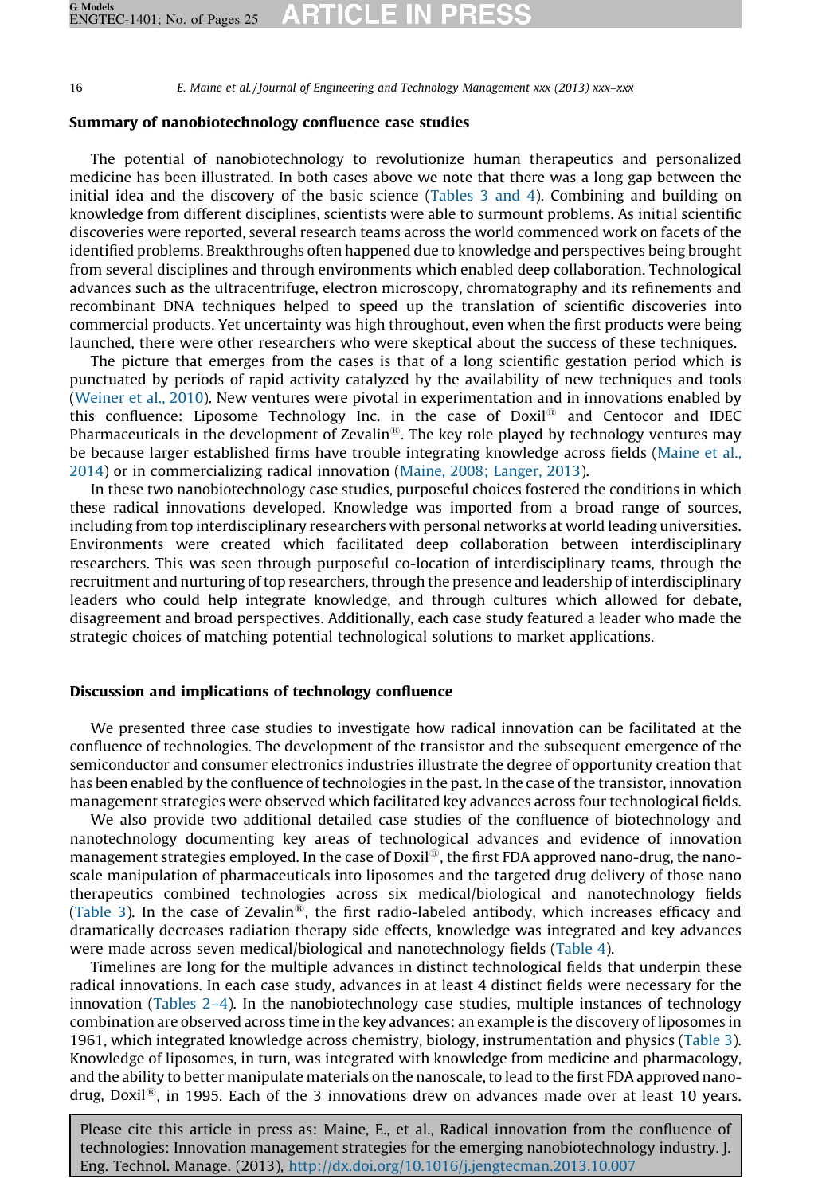## Summary of nanobiotechnology confluence case studies

The potential of nanobiotechnology to revolutionize human therapeutics and personalized medicine has been illustrated. In both cases above we note that there was a long gap between the initial idea and the discovery of the basic science (Tables 3 and 4). Combining and building on knowledge from different disciplines, scientists were able to surmount problems. As initial scientific discoveries were reported, several research teams across the world commenced work on facets of the identified problems. Breakthroughs often happened due to knowledge and perspectives being brought from several disciplines and through environments which enabled deep collaboration. Technological advances such as the ultracentrifuge, electron microscopy, chromatography and its refinements and recombinant DNA techniques helped to speed up the translation of scientific discoveries into commercial products. Yet uncertainty was high throughout, even when the first products were being launched, there were other researchers who were skeptical about the success of these techniques.

The picture that emerges from the cases is that of a long scientific gestation period which is punctuated by periods of rapid activity catalyzed by the availability of new techniques and tools (Weiner et al., 2010). New ventures were pivotal in experimentation and in innovations enabled by this confluence: Liposome Technology Inc. in the case of Doxil® and Centocor and IDEC Pharmaceuticals in the development of Zevalin®. The key role played by technology ventures may be because larger established firms have trouble integrating knowledge across fields (Maine et al., 2014) or in commercializing radical innovation (Maine, 2008; Langer, 2013).

In these two nanobiotechnology case studies, purposeful choices fostered the conditions in which these radical innovations developed. Knowledge was imported from a broad range of sources, including from top interdisciplinary researchers with personal networks at world leading universities. Environments were created which facilitated deep collaboration between interdisciplinary researchers. This was seen through purposeful co-location of interdisciplinary teams, through the recruitment and nurturing of top researchers, through the presence and leadership of interdisciplinary leaders who could help integrate knowledge, and through cultures which allowed for debate, disagreement and broad perspectives. Additionally, each case study featured a leader who made the strategic choices of matching potential technological solutions to market applications.

## Discussion and implications of technology confluence

We presented three case studies to investigate how radical innovation can be facilitated at the confluence of technologies. The development of the transistor and the subsequent emergence of the semiconductor and consumer electronics industries illustrate the degree of opportunity creation that has been enabled by the confluence of technologies in the past. In the case of the transistor, innovation management strategies were observed which facilitated key advances across four technological fields.

We also provide two additional detailed case studies of the confluence of biotechnology and nanotechnology documenting key areas of technological advances and evidence of innovation management strategies employed. In the case of Doxil®, the first FDA approved nano-drug, the nano-scale manipulation of pharmaceuticals into liposomes and the targeted drug delivery of those nano therapeutics combined technologies across six medical/biological and nanotechnology fields (Table 3). In the case of Zevalin®, the first radio-labeled antibody, which increases efficacy and dramatically decreases radiation therapy side effects, knowledge was integrated and key advances were made across seven medical/biological and nanotechnology fields (Table 4).

Timelines are long for the multiple advances in distinct technological fields that underpin these radical innovations. In each case study, advances in at least 4 distinct fields were necessary for the innovation (Tables 2–4). In the nanobiotechnology case studies, multiple instances of technology combination are observed across time in the key advances: an example is the discovery of liposomes in 1961, which integrated knowledge across chemistry, biology, instrumentation and physics (Table 3). Knowledge of liposomes, in turn, was integrated with knowledge from medicine and pharmacology, and the ability to better manipulate materials on the nanoscale, to lead to the first FDA approved nano-drug, Doxil®, in 1995. Each of the 3 innovations drew on advances made over at least 10 years.

Please cite this article in press as: Maine, E., et al., Radical innovation from the confluence of technologies: Innovation management strategies for the emerging nanobiotechnology industry. J. Eng. Technol. Manage. (2013), http://dx.doi.org/10.1016/j.jengtecman.2013.10.007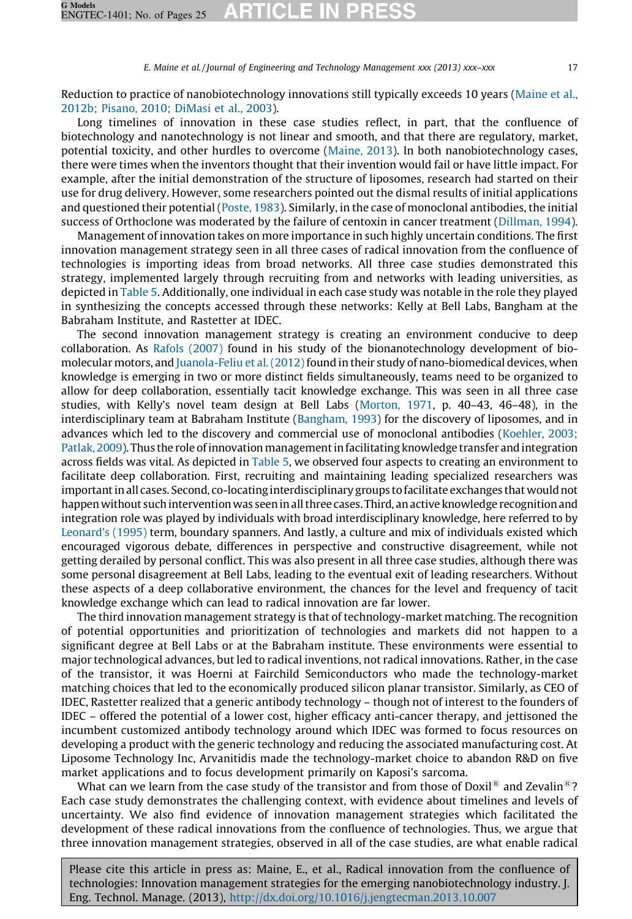Reduction to practice of nanobiotechnology innovations still typically exceeds 10 years (Maine et al., 2012b; Pisano, 2010; DiMasi et al., 2003).

Long timelines of innovation in these case studies reflect, in part, that the confluence of biotechnology and nanotechnology is not linear and smooth, and that there are regulatory, market, potential toxicity, and other hurdles to overcome (Maine, 2013). In both nanobiotechnology cases, there were times when the inventors thought that their invention would fail or have little impact. For example, after the initial demonstration of the structure of liposomes, research had started on their use for drug delivery. However, some researchers pointed out the dismal results of initial applications and questioned their potential (Poste, 1983). Similarly, in the case of monoclonal antibodies, the initial success of Orthoclone was moderated by the failure of centoxin in cancer treatment (Dillman, 1994).

Management of innovation takes on more importance in such highly uncertain conditions. The first innovation management strategy seen in all three cases of radical innovation from the confluence of technologies is importing ideas from broad networks. All three case studies demonstrated this strategy, implemented largely through recruiting from and networks with leading universities, as depicted in Table 5. Additionally, one individual in each case study was notable in the role they played in synthesizing the concepts accessed through these networks: Kelly at Bell Labs, Bangham at the Babraham Institute, and Rastetter at IDEC.

The second innovation management strategy is creating an environment conducive to deep collaboration. As Rafols (2007) found in his study of the bionanotechnology development of biomolecular motors, and Juanola-Feliu et al. (2012) found in their study of nano-biomedical devices, when knowledge is emerging in two or more distinct fields simultaneously, teams need to be organized to allow for deep collaboration, essentially tacit knowledge exchange. This was seen in all three case studies, with Kelly's novel team design at Bell Labs (Morton, 1971, p. 40–43, 46–48), in the interdisciplinary team at Babraham Institute (Bangham, 1993) for the discovery of liposomes, and in advances which led to the discovery and commercial use of monoclonal antibodies (Koehler, 2003; Patlak, 2009). Thus the role of innovation management in facilitating knowledge transfer and integration across fields was vital. As depicted in Table 5, we observed four aspects to creating an environment to facilitate deep collaboration. First, recruiting and maintaining leading specialized researchers was important in all cases. Second, co-locating interdisciplinary groups to facilitate exchanges that would not happen without such intervention was seen in all three cases. Third, an active knowledge recognition and integration role was played by individuals with broad interdisciplinary knowledge, here referred to by Leonard's (1995) term, boundary spanners. And lastly, a culture and mix of individuals existed which encouraged vigorous debate, differences in perspective and constructive disagreement, while not getting derailed by personal conflict. This was also present in all three case studies, although there was some personal disagreement at Bell Labs, leading to the eventual exit of leading researchers. Without these aspects of a deep collaborative environment, the chances for the level and frequency of tacit knowledge exchange which can lead to radical innovation are far lower.

The third innovation management strategy is that of technology-market matching. The recognition of potential opportunities and prioritization of technologies and markets did not happen to a significant degree at Bell Labs or at the Babraham institute. These environments were essential to major technological advances, but led to radical inventions, not radical innovations. Rather, in the case of the transistor, it was Hoerni at Fairchild Semiconductors who made the technology-market matching choices that led to the economically produced silicon planar transistor. Similarly, as CEO of IDEC, Rastetter realized that a generic antibody technology – though not of interest to the founders of IDEC – offered the potential of a lower cost, higher efficacy anti-cancer therapy, and jettisoned the incumbent customized antibody technology around which IDEC was formed to focus resources on developing a product with the generic technology and reducing the associated manufacturing cost. At Liposome Technology Inc, Arvanitidis made the technology-market choice to abandon R&D on five market applications and to focus development primarily on Kaposi's sarcoma.

What can we learn from the case study of the transistor and from those of Doxil® and Zevalin®? Each case study demonstrates the challenging context, with evidence about timelines and levels of uncertainty. We also find evidence of innovation management strategies which facilitated the development of these radical innovations from the confluence of technologies. Thus, we argue that three innovation management strategies, observed in all of the case studies, are what enable radical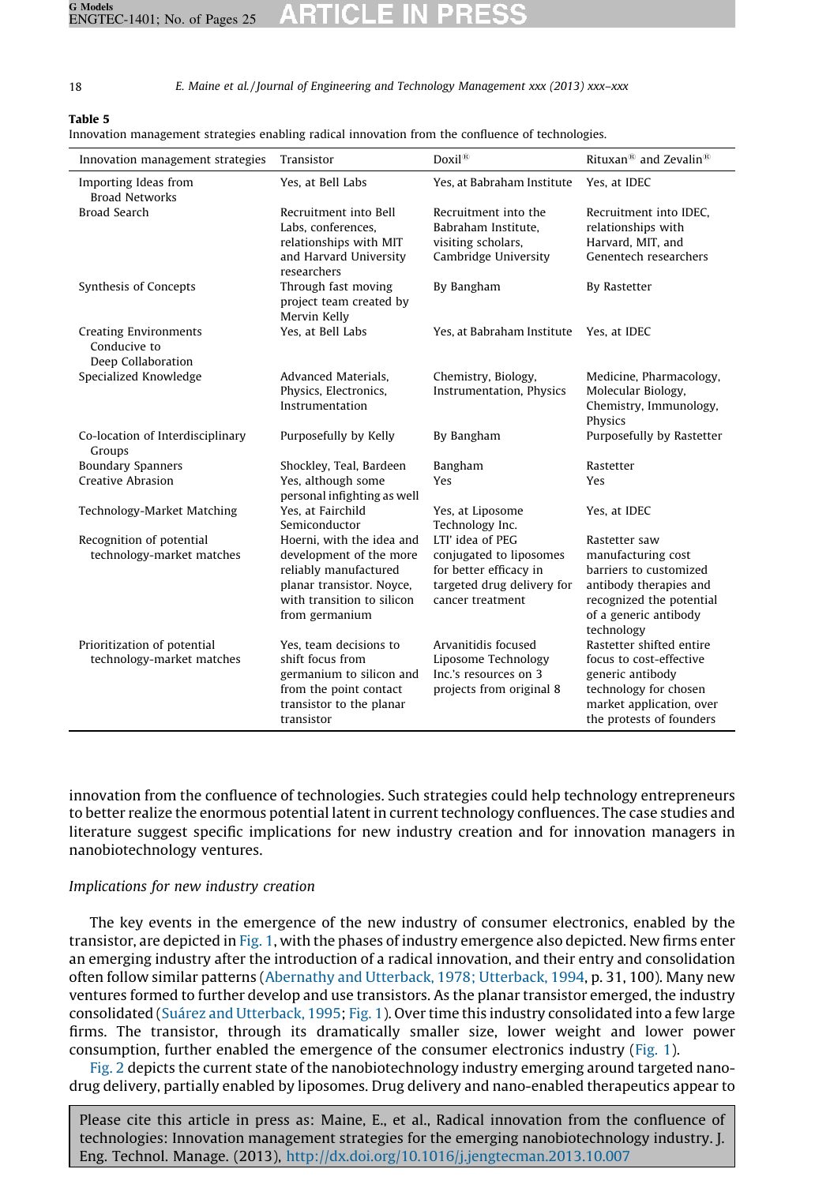**Table 5**
Innovation management strategies enabling radical innovation from the confluence of technologies.

| Innovation management strategies | Transistor | Doxil® | Rituxan® and Zevalin® |
|---|---|---|---|
| Importing Ideas from Broad Networks | Yes, at Bell Labs | Yes, at Babraham Institute | Yes, at IDEC |
| Broad Search | Recruitment into Bell Labs, conferences, relationships with MIT and Harvard University researchers | Recruitment into the Babraham Institute, visiting scholars, Cambridge University | Recruitment into IDEC, relationships with Harvard, MIT, and Genentech researchers |
| Synthesis of Concepts | Through fast moving project team created by Mervin Kelly | By Bangham | By Rastetter |
| Creating Environments Conducive to Deep Collaboration | Yes, at Bell Labs | Yes, at Babraham Institute | Yes, at IDEC |
| Specialized Knowledge | Advanced Materials, Physics, Electronics, Instrumentation | Chemistry, Biology, Instrumentation, Physics | Medicine, Pharmacology, Molecular Biology, Chemistry, Immunology, Physics |
| Co-location of Interdisciplinary Groups | Purposefully by Kelly | By Bangham | Purposefully by Rastetter |
| Boundary Spanners | Shockley, Teal, Bardeen | Bangham | Rastetter |
| Creative Abrasion | Yes, although some personal infighting as well | Yes | Yes |
| Technology-Market Matching | Yes, at Fairchild Semiconductor | Yes, at Liposome Technology Inc. | Yes, at IDEC |
| Recognition of potential technology-market matches | Hoerni, with the idea and development of the more reliably manufactured planar transistor. Noyce, with transition to silicon from germanium | LTI' idea of PEG conjugated to liposomes for better efficacy in targeted drug delivery for cancer treatment | Rastetter saw manufacturing cost barriers to customized antibody therapies and recognized the potential of a generic antibody technology |
| Prioritization of potential technology-market matches | Yes, team decisions to shift focus from germanium to silicon and from the point contact transistor to the planar transistor | Arvanitidis focused Liposome Technology Inc.'s resources on 3 projects from original 8 | Rastetter shifted entire focus to cost-effective generic antibody technology for chosen market application, over the protests of founders |

innovation from the confluence of technologies. Such strategies could help technology entrepreneurs to better realize the enormous potential latent in current technology confluences. The case studies and literature suggest specific implications for new industry creation and for innovation managers in nanobiotechnology ventures.

*Implications for new industry creation*

The key events in the emergence of the new industry of consumer electronics, enabled by the transistor, are depicted in Fig. 1, with the phases of industry emergence also depicted. New firms enter an emerging industry after the introduction of a radical innovation, and their entry and consolidation often follow similar patterns (Abernathy and Utterback, 1978; Utterback, 1994, p. 31, 100). Many new ventures formed to further develop and use transistors. As the planar transistor emerged, the industry consolidated (Suárez and Utterback, 1995; Fig. 1). Over time this industry consolidated into a few large firms. The transistor, through its dramatically smaller size, lower weight and lower power consumption, further enabled the emergence of the consumer electronics industry (Fig. 1).

Fig. 2 depicts the current state of the nanobiotechnology industry emerging around targeted nano-drug delivery, partially enabled by liposomes. Drug delivery and nano-enabled therapeutics appear to

Please cite this article in press as: Maine, E., et al., Radical innovation from the confluence of technologies: Innovation management strategies for the emerging nanobiotechnology industry. J. Eng. Technol. Manage. (2013), http://dx.doi.org/10.1016/j.jengtecman.2013.10.007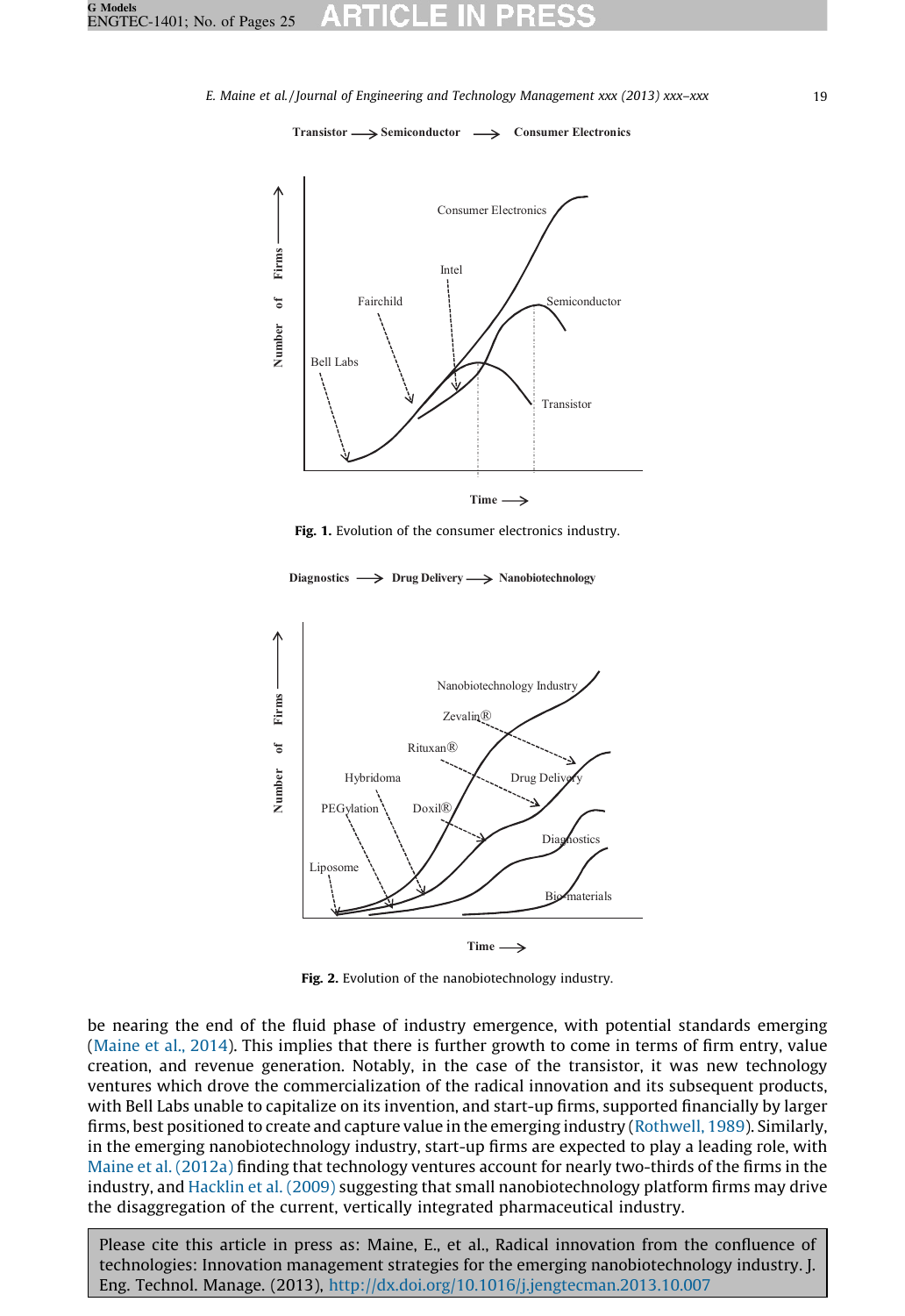Transistor ⟶ Semiconductor ⟶ Consumer Electronics

Number of Firms ⟶

Consumer Electronics

Intel

Fairchild

Semiconductor

Bell Labs

Transistor

Time ⟶

Fig. 1. Evolution of the consumer electronics industry.

Diagnostics ⟶ Drug Delivery ⟶ Nanobiotechnology

Number of Firms ⟶

Nanobiotechnology Industry

Zevalin®

Rituxan®

Hybridoma

Drug Delivery

PEGylation

Doxil®

Diagnostics

Liposome

Bio-materials

Time ⟶

Fig. 2. Evolution of the nanobiotechnology industry.

be nearing the end of the fluid phase of industry emergence, with potential standards emerging (Maine et al., 2014). This implies that there is further growth to come in terms of firm entry, value creation, and revenue generation. Notably, in the case of the transistor, it was new technology ventures which drove the commercialization of the radical innovation and its subsequent products, with Bell Labs unable to capitalize on its invention, and start-up firms, supported financially by larger firms, best positioned to create and capture value in the emerging industry (Rothwell, 1989). Similarly, in the emerging nanobiotechnology industry, start-up firms are expected to play a leading role, with Maine et al. (2012a) finding that technology ventures account for nearly two-thirds of the firms in the industry, and Hacklin et al. (2009) suggesting that small nanobiotechnology platform firms may drive the disaggregation of the current, vertically integrated pharmaceutical industry.

Please cite this article in press as: Maine, E., et al., Radical innovation from the confluence of technologies: Innovation management strategies for the emerging nanobiotechnology industry. J. Eng. Technol. Manage. (2013), http://dx.doi.org/10.1016/j.jengtecman.2013.10.007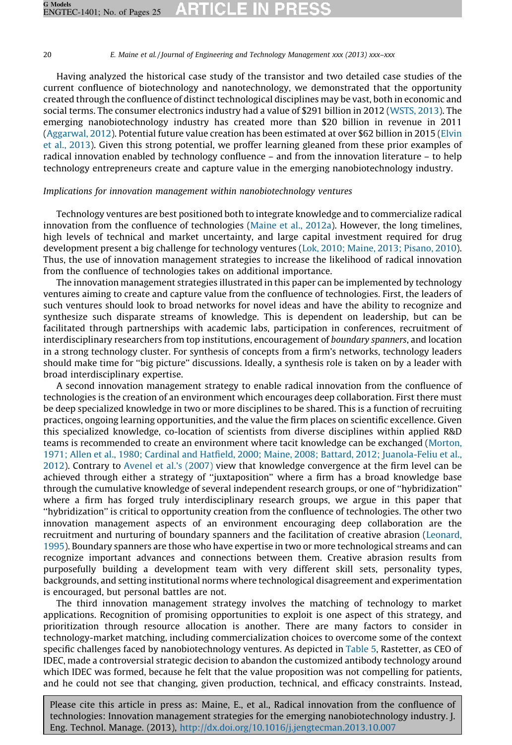Having analyzed the historical case study of the transistor and two detailed case studies of the current confluence of biotechnology and nanotechnology, we demonstrated that the opportunity created through the confluence of distinct technological disciplines may be vast, both in economic and social terms. The consumer electronics industry had a value of $291 billion in 2012 (WSTS, 2013). The emerging nanobiotechnology industry has created more than $20 billion in revenue in 2011 (Aggarwal, 2012). Potential future value creation has been estimated at over $62 billion in 2015 (Elvin et al., 2013). Given this strong potential, we proffer learning gleaned from these prior examples of radical innovation enabled by technology confluence – and from the innovation literature – to help technology entrepreneurs create and capture value in the emerging nanobiotechnology industry.

*Implications for innovation management within nanobiotechnology ventures*

Technology ventures are best positioned both to integrate knowledge and to commercialize radical innovation from the confluence of technologies (Maine et al., 2012a). However, the long timelines, high levels of technical and market uncertainty, and large capital investment required for drug development present a big challenge for technology ventures (Lok, 2010; Maine, 2013; Pisano, 2010). Thus, the use of innovation management strategies to increase the likelihood of radical innovation from the confluence of technologies takes on additional importance.

The innovation management strategies illustrated in this paper can be implemented by technology ventures aiming to create and capture value from the confluence of technologies. First, the leaders of such ventures should look to broad networks for novel ideas and have the ability to recognize and synthesize such disparate streams of knowledge. This is dependent on leadership, but can be facilitated through partnerships with academic labs, participation in conferences, recruitment of interdisciplinary researchers from top institutions, encouragement of *boundary spanners*, and location in a strong technology cluster. For synthesis of concepts from a firm's networks, technology leaders should make time for "big picture" discussions. Ideally, a synthesis role is taken on by a leader with broad interdisciplinary expertise.

A second innovation management strategy to enable radical innovation from the confluence of technologies is the creation of an environment which encourages deep collaboration. First there must be deep specialized knowledge in two or more disciplines to be shared. This is a function of recruiting practices, ongoing learning opportunities, and the value the firm places on scientific excellence. Given this specialized knowledge, co-location of scientists from diverse disciplines within applied R&D teams is recommended to create an environment where tacit knowledge can be exchanged (Morton, 1971; Allen et al., 1980; Cardinal and Hatfield, 2000; Maine, 2008; Battard, 2012; Juanola-Feliu et al., 2012). Contrary to Avenel et al.'s (2007) view that knowledge convergence at the firm level can be achieved through either a strategy of "juxtaposition" where a firm has a broad knowledge base through the cumulative knowledge of several independent research groups, or one of "hybridization" where a firm has forged truly interdisciplinary research groups, we argue in this paper that "hybridization" is critical to opportunity creation from the confluence of technologies. The other two innovation management aspects of an environment encouraging deep collaboration are the recruitment and nurturing of boundary spanners and the facilitation of creative abrasion (Leonard, 1995). Boundary spanners are those who have expertise in two or more technological streams and can recognize important advances and connections between them. Creative abrasion results from purposefully building a development team with very different skill sets, personality types, backgrounds, and setting institutional norms where technological disagreement and experimentation is encouraged, but personal battles are not.

The third innovation management strategy involves the matching of technology to market applications. Recognition of promising opportunities to exploit is one aspect of this strategy, and prioritization through resource allocation is another. There are many factors to consider in technology-market matching, including commercialization choices to overcome some of the context specific challenges faced by nanobiotechnology ventures. As depicted in Table 5, Rastetter, as CEO of IDEC, made a controversial strategic decision to abandon the customized antibody technology around which IDEC was formed, because he felt that the value proposition was not compelling for patients, and he could not see that changing, given production, technical, and efficacy constraints. Instead,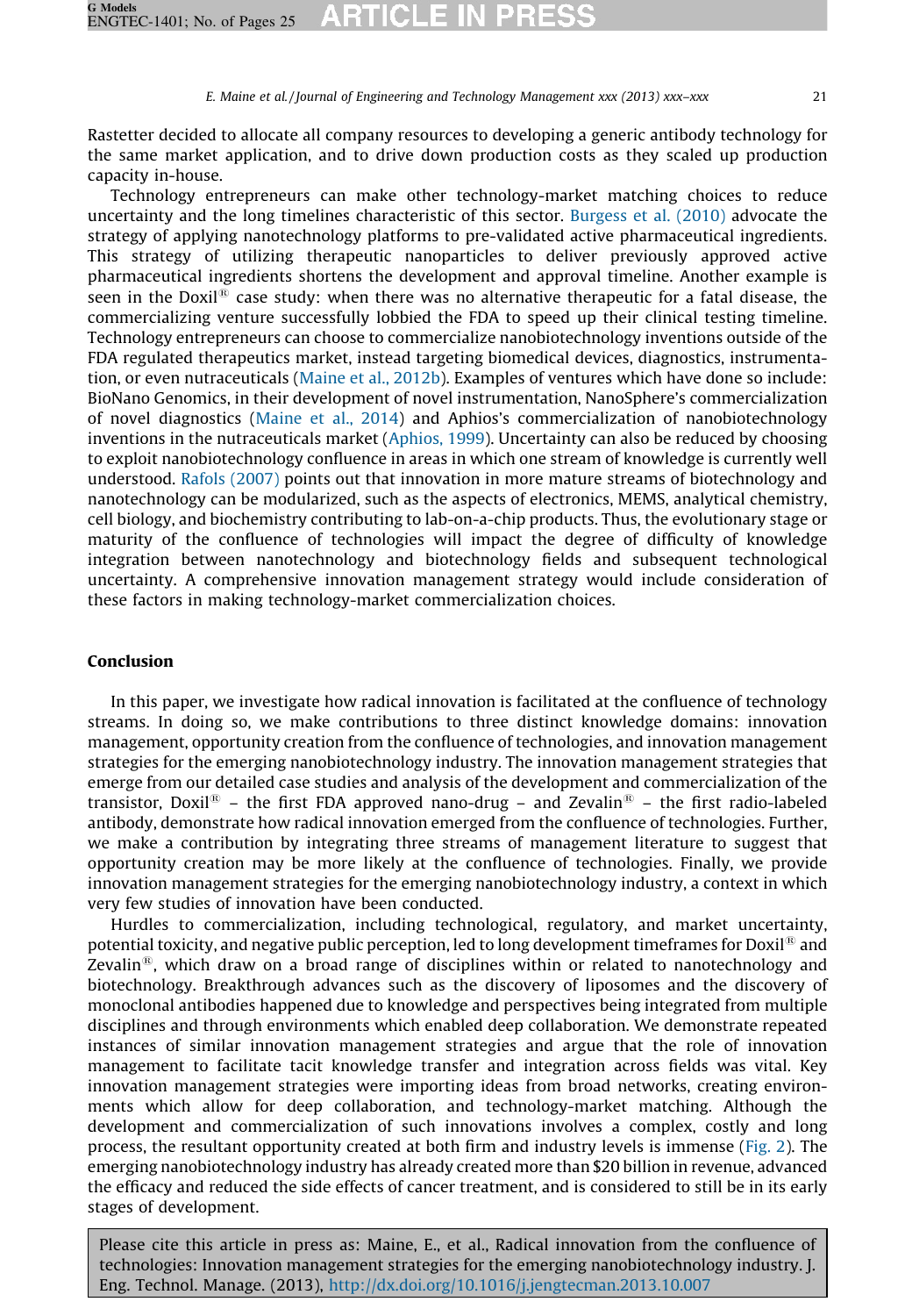Rastetter decided to allocate all company resources to developing a generic antibody technology for the same market application, and to drive down production costs as they scaled up production capacity in-house.

Technology entrepreneurs can make other technology-market matching choices to reduce uncertainty and the long timelines characteristic of this sector. Burgess et al. (2010) advocate the strategy of applying nanotechnology platforms to pre-validated active pharmaceutical ingredients. This strategy of utilizing therapeutic nanoparticles to deliver previously approved active pharmaceutical ingredients shortens the development and approval timeline. Another example is seen in the Doxil® case study: when there was no alternative therapeutic for a fatal disease, the commercializing venture successfully lobbied the FDA to speed up their clinical testing timeline. Technology entrepreneurs can choose to commercialize nanobiotechnology inventions outside of the FDA regulated therapeutics market, instead targeting biomedical devices, diagnostics, instrumentation, or even nutraceuticals (Maine et al., 2012b). Examples of ventures which have done so include: BioNano Genomics, in their development of novel instrumentation, NanoSphere's commercialization of novel diagnostics (Maine et al., 2014) and Aphios's commercialization of nanobiotechnology inventions in the nutraceuticals market (Aphios, 1999). Uncertainty can also be reduced by choosing to exploit nanobiotechnology confluence in areas in which one stream of knowledge is currently well understood. Rafols (2007) points out that innovation in more mature streams of biotechnology and nanotechnology can be modularized, such as the aspects of electronics, MEMS, analytical chemistry, cell biology, and biochemistry contributing to lab-on-a-chip products. Thus, the evolutionary stage or maturity of the confluence of technologies will impact the degree of difficulty of knowledge integration between nanotechnology and biotechnology fields and subsequent technological uncertainty. A comprehensive innovation management strategy would include consideration of these factors in making technology-market commercialization choices.

## Conclusion

In this paper, we investigate how radical innovation is facilitated at the confluence of technology streams. In doing so, we make contributions to three distinct knowledge domains: innovation management, opportunity creation from the confluence of technologies, and innovation management strategies for the emerging nanobiotechnology industry. The innovation management strategies that emerge from our detailed case studies and analysis of the development and commercialization of the transistor, Doxil® – the first FDA approved nano-drug – and Zevalin® – the first radio-labeled antibody, demonstrate how radical innovation emerged from the confluence of technologies. Further, we make a contribution by integrating three streams of management literature to suggest that opportunity creation may be more likely at the confluence of technologies. Finally, we provide innovation management strategies for the emerging nanobiotechnology industry, a context in which very few studies of innovation have been conducted.

Hurdles to commercialization, including technological, regulatory, and market uncertainty, potential toxicity, and negative public perception, led to long development timeframes for Doxil® and Zevalin®, which draw on a broad range of disciplines within or related to nanotechnology and biotechnology. Breakthrough advances such as the discovery of liposomes and the discovery of monoclonal antibodies happened due to knowledge and perspectives being integrated from multiple disciplines and through environments which enabled deep collaboration. We demonstrate repeated instances of similar innovation management strategies and argue that the role of innovation management to facilitate tacit knowledge transfer and integration across fields was vital. Key innovation management strategies were importing ideas from broad networks, creating environments which allow for deep collaboration, and technology-market matching. Although the development and commercialization of such innovations involves a complex, costly and long process, the resultant opportunity created at both firm and industry levels is immense (Fig. 2). The emerging nanobiotechnology industry has already created more than $20 billion in revenue, advanced the efficacy and reduced the side effects of cancer treatment, and is considered to still be in its early stages of development.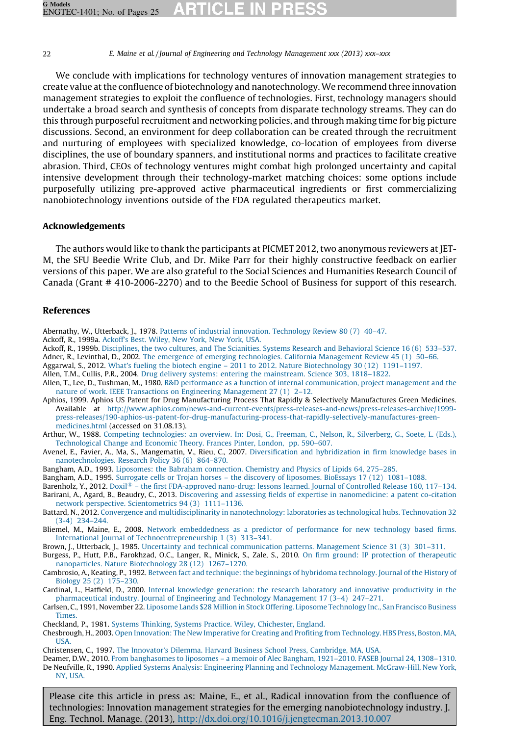We conclude with implications for technology ventures of innovation management strategies to create value at the confluence of biotechnology and nanotechnology. We recommend three innovation management strategies to exploit the confluence of technologies. First, technology managers should undertake a broad search and synthesis of concepts from disparate technology streams. They can do this through purposeful recruitment and networking policies, and through making time for big picture discussions. Second, an environment for deep collaboration can be created through the recruitment and nurturing of employees with specialized knowledge, co-location of employees from diverse disciplines, the use of boundary spanners, and institutional norms and practices to facilitate creative abrasion. Third, CEOs of technology ventures might combat high prolonged uncertainty and capital intensive development through their technology-market matching choices: some options include purposefully utilizing pre-approved active pharmaceutical ingredients or first commercializing nanobiotechnology inventions outside of the FDA regulated therapeutics market.

## Acknowledgements

The authors would like to thank the participants at PICMET 2012, two anonymous reviewers at JET-M, the SFU Beedie Write Club, and Dr. Mike Parr for their highly constructive feedback on earlier versions of this paper. We are also grateful to the Social Sciences and Humanities Research Council of Canada (Grant # 410-2006-2270) and to the Beedie School of Business for support of this research.

## References

Abernathy, W., Utterback, J., 1978. Patterns of industrial innovation. Technology Review 80 (7) 40–47.

Ackoff, R., 1999a. Ackoff's Best. Wiley, New York, New York, USA.

Ackoff, R., 1999b. Disciplines, the two cultures, and The Scianities. Systems Research and Behavioral Science 16 (6) 533–537.

Adner, R., Levinthal, D., 2002. The emergence of emerging technologies. California Management Review 45 (1) 50–66.

Aggarwal, S., 2012. What's fueling the biotech engine – 2011 to 2012. Nature Biotechnology 30 (12) 1191–1197.

Allen, T.M., Cullis, P.R., 2004. Drug delivery systems: entering the mainstream. Science 303, 1818–1822.

Allen, T., Lee, D., Tushman, M., 1980. R&D performance as a function of internal communication, project management and the nature of work. IEEE Transactions on Engineering Management 27 (1) 2–12.

Aphios, 1999. Aphios US Patent for Drug Manufacturing Process That Rapidly & Selectively Manufactures Green Medicines. Available at http://www.aphios.com/news-and-current-events/press-releases-and-news/press-releases-archive/1999-press-releases/190-aphios-us-patent-for-drug-manufacturing-process-that-rapidly-selectively-manufactures-green-medicines.html (accessed on 31.08.13).

Arthur, W., 1988. Competing technologies: an overview. In: Dosi, G., Freeman, C., Nelson, R., Silverberg, G., Soete, L. (Eds.), Technological Change and Economic Theory. Frances Pinter, London, pp. 590–607.

Avenel, E., Favier, A., Ma, S., Mangematin, V., Rieu, C., 2007. Diversification and hybridization in firm knowledge bases in nanotechnologies. Research Policy 36 (6) 864–870.

Bangham, A.D., 1993. Liposomes: the Babraham connection. Chemistry and Physics of Lipids 64, 275–285.

Bangham, A.D., 1995. Surrogate cells or Trojan horses – the discovery of liposomes. BioEssays 17 (12) 1081–1088.

Barenholz, Y., 2012. Doxil® – the first FDA-approved nano-drug: lessons learned. Journal of Controlled Release 160, 117–134.

Barirani, A., Agard, B., Beaudry, C., 2013. Discovering and assessing fields of expertise in nanomedicine: a patent co-citation network perspective. Scientometrics 94 (3) 1111–1136.

Battard, N., 2012. Convergence and multidisciplinarity in nanotechnology: laboratories as technological hubs. Technovation 32 (3-4) 234–244.

Bliemel, M., Maine, E., 2008. Network embeddedness as a predictor of performance for new technology based firms. International Journal of Technoentrepreneurship 1 (3) 313–341.

Brown, J., Utterback, J., 1985. Uncertainty and technical communication patterns. Management Science 31 (3) 301–311.

Burgess, P., Hutt, P.B., Farokhzad, O.C., Langer, R., Minick, S., Zale, S., 2010. On firm ground: IP protection of therapeutic nanoparticles. Nature Biotechnology 28 (12) 1267–1270.

Cambrosio, A., Keating, P., 1992. Between fact and technique: the beginnings of hybridoma technology. Journal of the History of Biology 25 (2) 175–230.

Cardinal, L., Hatfield, D., 2000. Internal knowledge generation: the research laboratory and innovative productivity in the pharmaceutical industry. Journal of Engineering and Technology Management 17 (3–4) 247–271.

Carlsen, C., 1991, November 22. Liposome Lands $28 Million in Stock Offering. Liposome Technology Inc., San Francisco Business Times.

Checkland, P., 1981. Systems Thinking, Systems Practice. Wiley, Chichester, England.

Chesbrough, H., 2003. Open Innovation: The New Imperative for Creating and Profiting from Technology. HBS Press, Boston, MA, USA.

Christensen, C., 1997. The Innovator's Dilemma. Harvard Business School Press, Cambridge, MA, USA.

Deamer, D.W., 2010. From banghasomes to liposomes – a memoir of Alec Bangham, 1921–2010. FASEB Journal 24, 1308–1310.

De Neufville, R., 1990. Applied Systems Analysis: Engineering Planning and Technology Management. McGraw-Hill, New York, NY, USA.

Please cite this article in press as: Maine, E., et al., Radical innovation from the confluence of technologies: Innovation management strategies for the emerging nanobiotechnology industry. J. Eng. Technol. Manage. (2013), http://dx.doi.org/10.1016/j.jengtecman.2013.10.007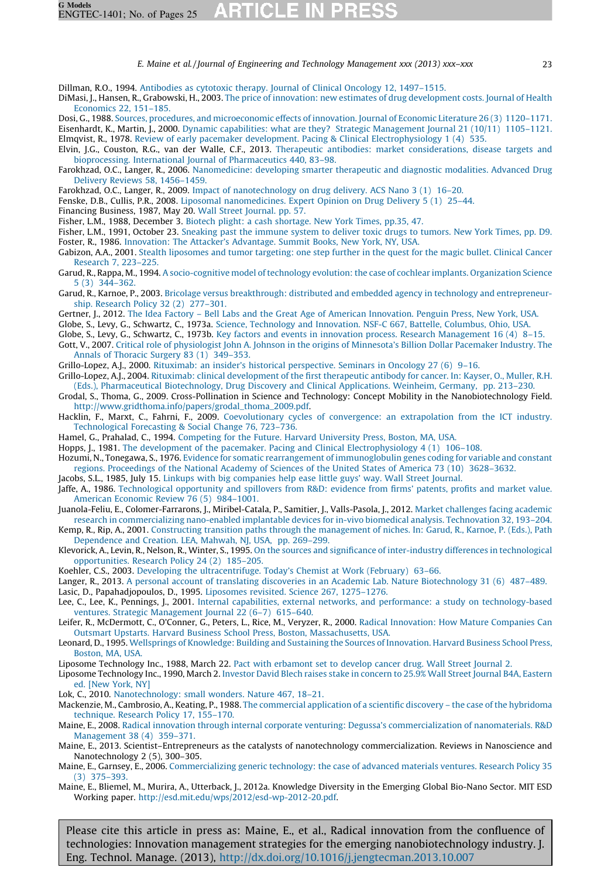Dillman, R.O., 1994. Antibodies as cytotoxic therapy. Journal of Clinical Oncology 12, 1497–1515.

DiMasi, J., Hansen, R., Grabowski, H., 2003. The price of innovation: new estimates of drug development costs. Journal of Health Economics 22, 151–185.

Dosi, G., 1988. Sources, procedures, and microeconomic effects of innovation. Journal of Economic Literature 26 (3) 1120–1171.

Eisenhardt, K., Martin, J., 2000. Dynamic capabilities: what are they? Strategic Management Journal 21 (10/11) 1105–1121.

Elmqvist, R., 1978. Review of early pacemaker development. Pacing & Clinical Electrophysiology 1 (4) 535.

Elvin, J.G., Couston, R.G., van der Walle, C.F., 2013. Therapeutic antibodies: market considerations, disease targets and bioprocessing. International Journal of Pharmaceutics 440, 83–98.

Farokhzad, O.C., Langer, R., 2006. Nanomedicine: developing smarter therapeutic and diagnostic modalities. Advanced Drug Delivery Reviews 58, 1456–1459.

Farokhzad, O.C., Langer, R., 2009. Impact of nanotechnology on drug delivery. ACS Nano 3 (1) 16–20.

Fenske, D.B., Cullis, P.R., 2008. Liposomal nanomedicines. Expert Opinion on Drug Delivery 5 (1) 25–44.

Financing Business, 1987, May 20. Wall Street Journal. pp. 57.

Fisher, L.M., 1988, December 3. Biotech plight: a cash shortage. New York Times, pp.35, 47.

Fisher, L.M., 1991, October 23. Sneaking past the immune system to deliver toxic drugs to tumors. New York Times, pp. D9.

Foster, R., 1986. Innovation: The Attacker's Advantage. Summit Books, New York, NY, USA.

Gabizon, A.A., 2001. Stealth liposomes and tumor targeting: one step further in the quest for the magic bullet. Clinical Cancer Research 7, 223–225.

Garud, R., Rappa, M., 1994. A socio-cognitive model of technology evolution: the case of cochlear implants. Organization Science 5 (3) 344–362.

Garud, R., Karnoe, P., 2003. Bricolage versus breakthrough: distributed and embedded agency in technology and entrepreneurship. Research Policy 32 (2) 277–301.

Gertner, J., 2012. The Idea Factory – Bell Labs and the Great Age of American Innovation. Penguin Press, New York, USA.

Globe, S., Levy, G., Schwartz, C., 1973a. Science, Technology and Innovation. NSF-C 667, Battelle, Columbus, Ohio, USA.

Globe, S., Levy, G., Schwartz, C., 1973b. Key factors and events in innovation process. Research Management 16 (4) 8–15.

Gott, V., 2007. Critical role of physiologist John A. Johnson in the origins of Minnesota's Billion Dollar Pacemaker Industry. The Annals of Thoracic Surgery 83 (1) 349–353.

Grillo-Lopez, A.J., 2000. Rituximab: an insider's historical perspective. Seminars in Oncology 27 (6) 9–16.

Grillo-Lopez, A.J., 2004. Rituximab: clinical development of the first therapeutic antibody for cancer. In: Kayser, O., Muller, R.H. (Eds.), Pharmaceutical Biotechnology, Drug Discovery and Clinical Applications. Weinheim, Germany, pp. 213–230.

Grodal, S., Thoma, G., 2009. Cross-Pollination in Science and Technology: Concept Mobility in the Nanobiotechnology Field. http://www.gridthoma.info/papers/grodal_thoma_2009.pdf.

Hacklin, F., Marxt, C., Fahrni, F., 2009. Coevolutionary cycles of convergence: an extrapolation from the ICT industry. Technological Forecasting & Social Change 76, 723–736.

Hamel, G., Prahalad, C., 1994. Competing for the Future. Harvard University Press, Boston, MA, USA.

Hopps, J., 1981. The development of the pacemaker. Pacing and Clinical Electrophysiology 4 (1) 106–108.

Hozumi, N., Tonegawa, S., 1976. Evidence for somatic rearrangement of immunoglobulin genes coding for variable and constant regions. Proceedings of the National Academy of Sciences of the United States of America 73 (10) 3628–3632.

Jacobs, S.L., 1985, July 15. Linkups with big companies help ease little guys' way. Wall Street Journal.

Jaffe, A., 1986. Technological opportunity and spillovers from R&D: evidence from firms' patents, profits and market value. American Economic Review 76 (5) 984–1001.

Juanola-Feliu, E., Colomer-Farrarons, J., Miribel-Catala, P., Samitier, J., Valls-Pasola, J., 2012. Market challenges facing academic research in commercializing nano-enabled implantable devices for in-vivo biomedical analysis. Technovation 32, 193–204.

Kemp, R., Rip, A., 2001. Constructing transition paths through the management of niches. In: Garud, R., Karnoe, P. (Eds.), Path Dependence and Creation. LEA, Mahwah, NJ, USA, pp. 269–299.

Klevorick, A., Levin, R., Nelson, R., Winter, S., 1995. On the sources and significance of inter-industry differences in technological opportunities. Research Policy 24 (2) 185–205.

Koehler, C.S., 2003. Developing the ultracentrifuge. Today's Chemist at Work (February) 63–66.

Langer, R., 2013. A personal account of translating discoveries in an Academic Lab. Nature Biotechnology 31 (6) 487–489.

Lasic, D., Papahadjopoulos, D., 1995. Liposomes revisited. Science 267, 1275–1276.

Lee, C., Lee, K., Pennings, J., 2001. Internal capabilities, external networks, and performance: a study on technology-based ventures. Strategic Management Journal 22 (6–7) 615–640.

Leifer, R., McDermott, C., O'Conner, G., Peters, L., Rice, M., Veryzer, R., 2000. Radical Innovation: How Mature Companies Can Outsmart Upstarts. Harvard Business School Press, Boston, Massachusetts, USA.

Leonard, D., 1995. Wellsprings of Knowledge: Building and Sustaining the Sources of Innovation. Harvard Business School Press, Boston, MA, USA.

Liposome Technology Inc., 1988, March 22. Pact with erbamont set to develop cancer drug. Wall Street Journal 2.

Liposome Technology Inc., 1990, March 2. Investor David Blech raises stake in concern to 25.9% Wall Street Journal B4A, Eastern ed. [New York, NY]

Lok, C., 2010. Nanotechnology: small wonders. Nature 467, 18–21.

Mackenzie, M., Cambrosio, A., Keating, P., 1988. The commercial application of a scientific discovery – the case of the hybridoma technique. Research Policy 17, 155–170.

Maine, E., 2008. Radical innovation through internal corporate venturing: Degussa's commercialization of nanomaterials. R&D Management 38 (4) 359–371.

Maine, E., 2013. Scientist–Entrepreneurs as the catalysts of nanotechnology commercialization. Reviews in Nanoscience and Nanotechnology 2 (5), 300–305.

Maine, E., Garnsey, E., 2006. Commercializing generic technology: the case of advanced materials ventures. Research Policy 35 (3) 375–393.

Maine, E., Bliemel, M., Murira, A., Utterback, J., 2012a. Knowledge Diversity in the Emerging Global Bio-Nano Sector. MIT ESD Working paper. http://esd.mit.edu/wps/2012/esd-wp-2012-20.pdf.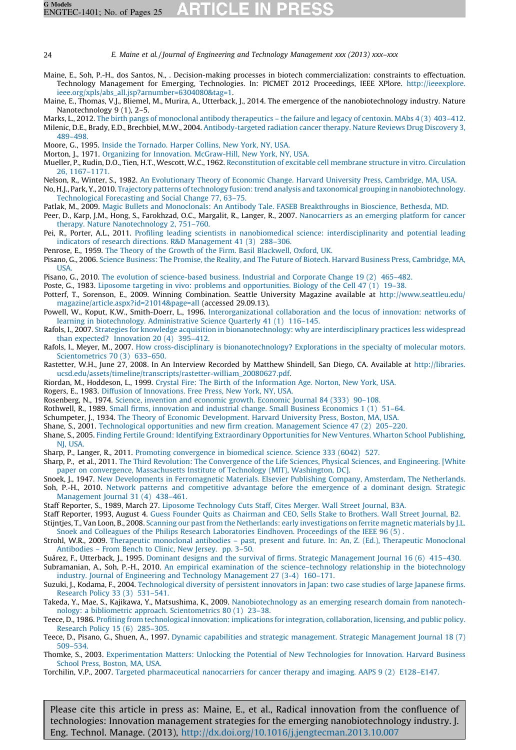Maine, E., Soh, P.-H., dos Santos, N., . Decision-making processes in biotech commercialization: constraints to effectuation. Technology Management for Emerging, Technologies. In: PICMET 2012 Proceedings, IEEE XPlore. http://ieeexplore.ieee.org/xpls/abs_all.jsp?arnumber=6304080&tag=1.

Maine, E., Thomas, V.J., Bliemel, M., Murira, A., Utterback, J., 2014. The emergence of the nanobiotechnology industry. Nature Nanotechnology 9 (1), 2–5.

Marks, L., 2012. The birth pangs of monoclonal antibody therapeutics – the failure and legacy of centoxin. MAbs 4 (3) 403–412.

Milenic, D.E., Brady, E.D., Brechbiel, M.W., 2004. Antibody-targeted radiation cancer therapy. Nature Reviews Drug Discovery 3, 489–498.

Moore, G., 1995. Inside the Tornado. Harper Collins, New York, NY, USA.

Morton, J., 1971. Organizing for Innovation. McGraw-Hill, New York, NY, USA.

Mueller, P., Rudin, D.O., Tien, H.T., Wescott, W.C., 1962. Reconstitution of excitable cell membrane structure in vitro. Circulation 26, 1167–1171.

Nelson, R., Winter, S., 1982. An Evolutionary Theory of Economic Change. Harvard University Press, Cambridge, MA, USA.

No, H.J., Park, Y., 2010. Trajectory patterns of technology fusion: trend analysis and taxonomical grouping in nanobiotechnology. Technological Forecasting and Social Change 77, 63–75.

Patlak, M., 2009. Magic Bullets and Monoclonals: An Antibody Tale. FASEB Breakthroughs in Bioscience, Bethesda, MD.

Peer, D., Karp, J.M., Hong, S., Farokhzad, O.C., Margalit, R., Langer, R., 2007. Nanocarriers as an emerging platform for cancer therapy. Nature Nanotechnology 2, 751–760.

Pei, R., Porter, A.L., 2011. Profiling leading scientists in nanobiomedical science: interdisciplinarity and potential leading indicators of research directions. R&D Management 41 (3) 288–306.

Penrose, E., 1959. The Theory of the Growth of the Firm. Basil Blackwell, Oxford, UK.

Pisano, G., 2006. Science Business: The Promise, the Reality, and The Future of Biotech. Harvard Business Press, Cambridge, MA, USA.

Pisano, G., 2010. The evolution of science-based business. Industrial and Corporate Change 19 (2) 465–482.

Poste, G., 1983. Liposome targeting in vivo: problems and opportunities. Biology of the Cell 47 (1) 19–38.

Potterf, T., Sorenson, E., 2009. Winning Combination. Seattle University Magazine available at http://www.seattleu.edu/magazine/article.aspx?id=21014&page=all (accessed 29.09.13).

Powell, W., Koput, K.W., Smith-Doerr, L., 1996. Interorganizational collaboration and the locus of innovation: networks of learning in biotechnology. Administrative Science Quarterly 41 (1) 116–145.

Rafols, I., 2007. Strategies for knowledge acquisition in bionanotechnology: why are interdisciplinary practices less widespread than expected? Innovation 20 (4) 395–412.

Rafols, I., Meyer, M., 2007. How cross-disciplinary is bionanotechnology? Explorations in the specialty of molecular motors. Scientometrics 70 (3) 633–650.

Rastetter, W.H., June 27, 2008. In An Interview Recorded by Matthew Shindell, San Diego, CA. Available at http://libraries.ucsd.edu/assets/timeline/transcripts/rastetter-william_20080627.pdf.

Riordan, M., Hoddeson, L., 1999. Crystal Fire: The Birth of the Information Age. Norton, New York, USA.

Rogers, E., 1983. Diffusion of Innovations. Free Press, New York, NY, USA.

Rosenberg, N., 1974. Science, invention and economic growth. Economic Journal 84 (333) 90–108.

Rothwell, R., 1989. Small firms, innovation and industrial change. Small Business Economics 1 (1) 51–64.

Schumpeter, J., 1934. The Theory of Economic Development. Harvard University Press, Boston, MA, USA.

Shane, S., 2001. Technological opportunities and new firm creation. Management Science 47 (2) 205–220.

Shane, S., 2005. Finding Fertile Ground: Identifying Extraordinary Opportunities for New Ventures. Wharton School Publishing, NJ, USA.

Sharp, P., Langer, R., 2011. Promoting convergence in biomedical science. Science 333 (6042) 527.

Sharp, P., et al., 2011. The Third Revolution: The Convergence of the Life Sciences, Physical Sciences, and Engineering. [White paper on convergence, Massachusetts Institute of Technology (MIT), Washington, DC].

Snoek, J., 1947. New Developments in Ferromagnetic Materials. Elsevier Publishing Company, Amsterdam, The Netherlands.

Soh, P.-H., 2010. Network patterns and competitive advantage before the emergence of a dominant design. Strategic Management Journal 31 (4) 438–461.

Staff Reporter, S., 1989, March 27. Liposome Technology Cuts Staff, Cites Merger. Wall Street Journal, B3A.

Staff Reporter, 1993, August 4. Guess Founder Quits as Chairman and CEO, Sells Stake to Brothers. Wall Street Journal, B2.

Stijntjes, T., Van Loon, B., 2008. Scanning our past from the Netherlands: early investigations on ferrite magnetic materials by J.L. Snoek and Colleagues of the Philips Research Laboratories Eindhoven. Proceedings of the IEEE 96 (5) .

Strohl, W.R., 2009. Therapeutic monoclonal antibodies – past, present and future. In: An, Z. (Ed.), Therapeutic Monoclonal Antibodies – From Bench to Clinic, New Jersey. pp. 3–50.

Suárez, F., Utterback, J., 1995. Dominant designs and the survival of firms. Strategic Management Journal 16 (6) 415–430.

Subramanian, A., Soh, P.-H., 2010. An empirical examination of the science–technology relationship in the biotechnology industry. Journal of Engineering and Technology Management 27 (3-4) 160–171.

Suzuki, J., Kodama, F., 2004. Technological diversity of persistent innovators in Japan: two case studies of large Japanese firms. Research Policy 33 (3) 531–541.

Takeda, Y., Mae, S., Kajikawa, Y., Matsushima, K., 2009. Nanobiotechnology as an emerging research domain from nanotechnology: a bibliometric approach. Scientometrics 80 (1) 23–38.

Teece, D., 1986. Profiting from technological innovation: implications for integration, collaboration, licensing, and public policy. Research Policy 15 (6) 285–305.

Teece, D., Pisano, G., Shuen, A., 1997. Dynamic capabilities and strategic management. Strategic Management Journal 18 (7) 509–534.

Thomke, S., 2003. Experimentation Matters: Unlocking the Potential of New Technologies for Innovation. Harvard Business School Press, Boston, MA, USA.

Torchilin, V.P., 2007. Targeted pharmaceutical nanocarriers for cancer therapy and imaging. AAPS 9 (2) E128–E147.

Please cite this article in press as: Maine, E., et al., Radical innovation from the confluence of technologies: Innovation management strategies for the emerging nanobiotechnology industry. J. Eng. Technol. Manage. (2013), http://dx.doi.org/10.1016/j.jengtecman.2013.10.007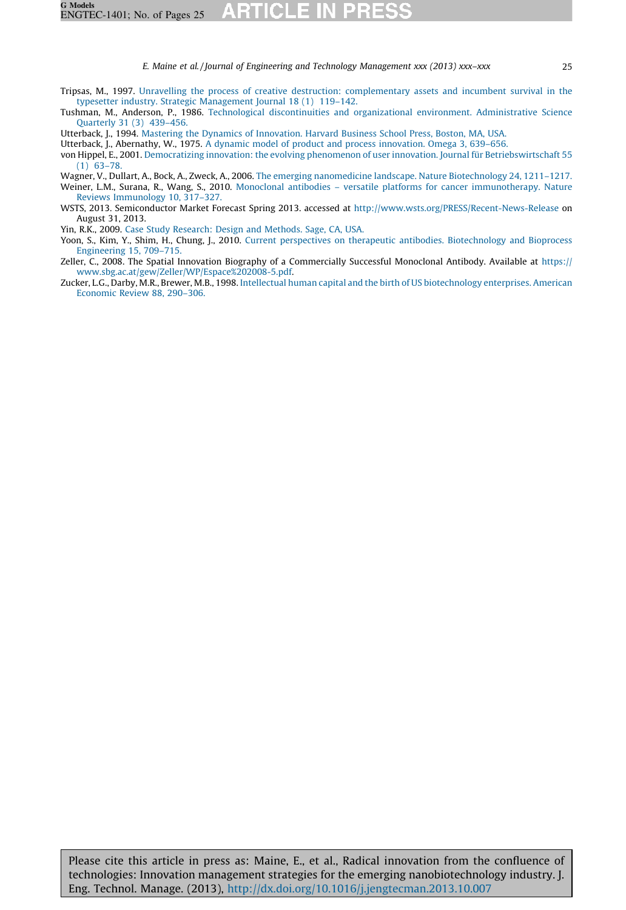Tripsas, M., 1997. Unravelling the process of creative destruction: complementary assets and incumbent survival in the typesetter industry. Strategic Management Journal 18 (1) 119–142.

Tushman, M., Anderson, P., 1986. Technological discontinuities and organizational environment. Administrative Science Quarterly 31 (3) 439–456.

Utterback, J., 1994. Mastering the Dynamics of Innovation. Harvard Business School Press, Boston, MA, USA.

Utterback, J., Abernathy, W., 1975. A dynamic model of product and process innovation. Omega 3, 639–656.

von Hippel, E., 2001. Democratizing innovation: the evolving phenomenon of user innovation. Journal für Betriebswirtschaft 55 (1) 63–78.

Wagner, V., Dullart, A., Bock, A., Zweck, A., 2006. The emerging nanomedicine landscape. Nature Biotechnology 24, 1211–1217.

Weiner, L.M., Surana, R., Wang, S., 2010. Monoclonal antibodies – versatile platforms for cancer immunotherapy. Nature Reviews Immunology 10, 317–327.

WSTS, 2013. Semiconductor Market Forecast Spring 2013. accessed at http://www.wsts.org/PRESS/Recent-News-Release on August 31, 2013.

Yin, R.K., 2009. Case Study Research: Design and Methods. Sage, CA, USA.

Yoon, S., Kim, Y., Shim, H., Chung, J., 2010. Current perspectives on therapeutic antibodies. Biotechnology and Bioprocess Engineering 15, 709–715.

Zeller, C., 2008. The Spatial Innovation Biography of a Commercially Successful Monoclonal Antibody. Available at https://www.sbg.ac.at/gew/Zeller/WP/Espace%202008-5.pdf.

Zucker, L.G., Darby, M.R., Brewer, M.B., 1998. Intellectual human capital and the birth of US biotechnology enterprises. American Economic Review 88, 290–306.

Please cite this article in press as: Maine, E., et al., Radical innovation from the confluence of technologies: Innovation management strategies for the emerging nanobiotechnology industry. J. Eng. Technol. Manage. (2013), http://dx.doi.org/10.1016/j.jengtecman.2013.10.007